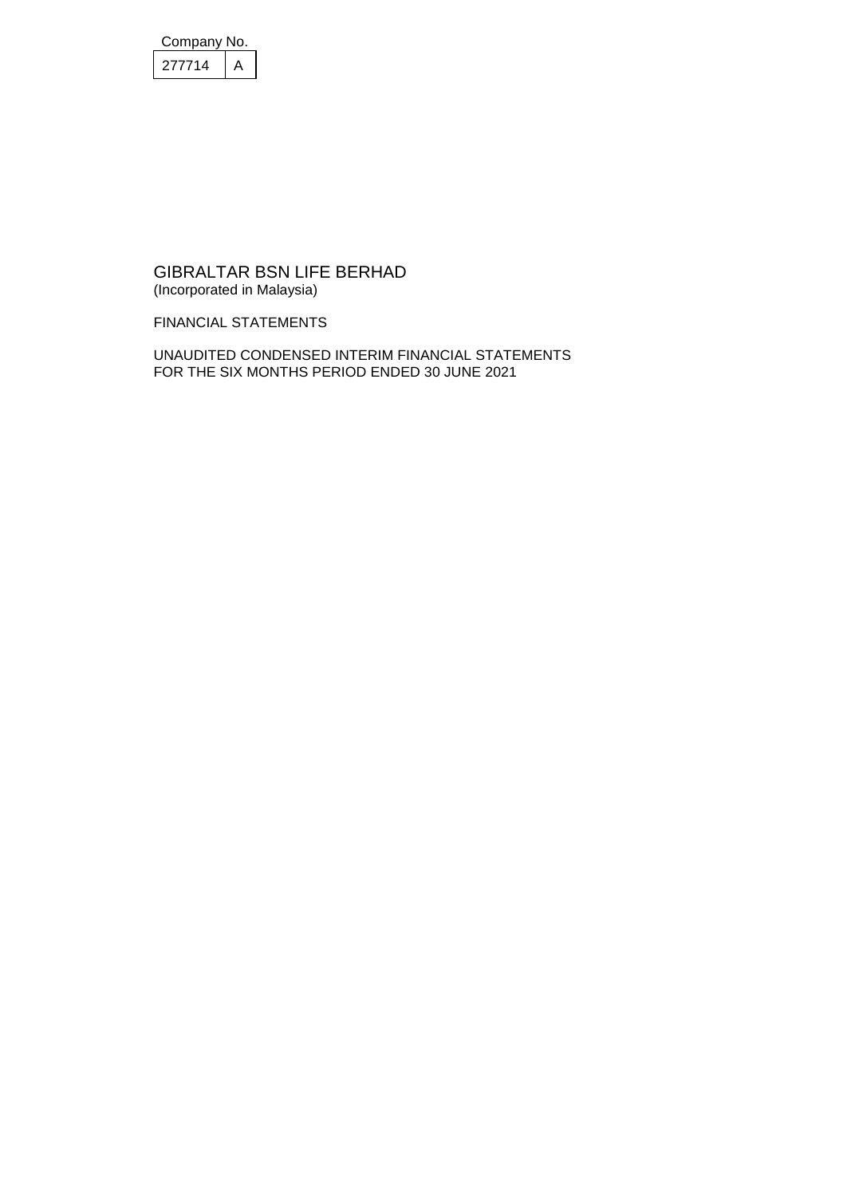Company No.

| 277714 | A |
|---|---|

# GIBRALTAR BSN LIFE BERHAD

(Incorporated in Malaysia)

FINANCIAL STATEMENTS

UNAUDITED CONDENSED INTERIM FINANCIAL STATEMENTS
FOR THE SIX MONTHS PERIOD ENDED 30 JUNE 2021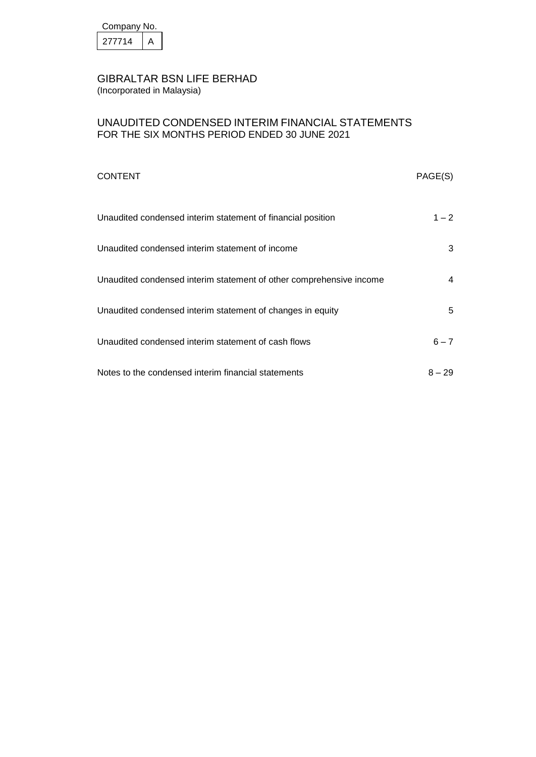Company No.

| 277714 | A |
|---|---|

# GIBRALTAR BSN LIFE BERHAD
(Incorporated in Malaysia)

## UNAUDITED CONDENSED INTERIM FINANCIAL STATEMENTS
FOR THE SIX MONTHS PERIOD ENDED 30 JUNE 2021

| CONTENT | PAGE(S) |
|---|---|
| Unaudited condensed interim statement of financial position | 1 – 2 |
| Unaudited condensed interim statement of income | 3 |
| Unaudited condensed interim statement of other comprehensive income | 4 |
| Unaudited condensed interim statement of changes in equity | 5 |
| Unaudited condensed interim statement of cash flows | 6 – 7 |
| Notes to the condensed interim financial statements | 8 – 29 |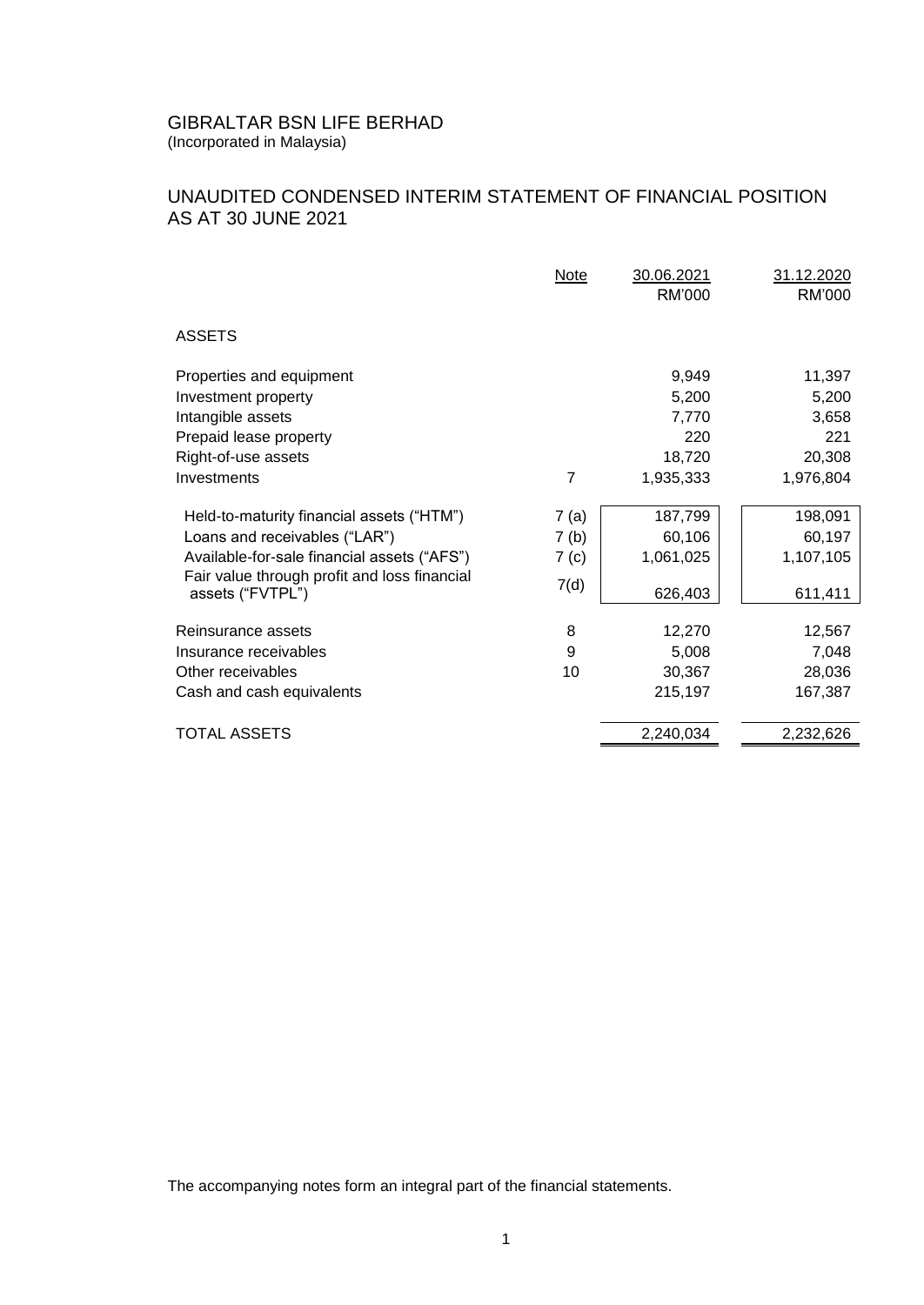GIBRALTAR BSN LIFE BERHAD
(Incorporated in Malaysia)

# UNAUDITED CONDENSED INTERIM STATEMENT OF FINANCIAL POSITION AS AT 30 JUNE 2021

| | Note | 30.06.2021 RM'000 | 31.12.2020 RM'000 |
|---|---|---|---|
| ASSETS | | | |
| Properties and equipment | | 9,949 | 11,397 |
| Investment property | | 5,200 | 5,200 |
| Intangible assets | | 7,770 | 3,658 |
| Prepaid lease property | | 220 | 221 |
| Right-of-use assets | | 18,720 | 20,308 |
| Investments | 7 | 1,935,333 | 1,976,804 |
| Held-to-maturity financial assets ("HTM") | 7 (a) | 187,799 | 198,091 |
| Loans and receivables ("LAR") | 7 (b) | 60,106 | 60,197 |
| Available-for-sale financial assets ("AFS") | 7 (c) | 1,061,025 | 1,107,105 |
| Fair value through profit and loss financial assets ("FVTPL") | 7(d) | 626,403 | 611,411 |
| Reinsurance assets | 8 | 12,270 | 12,567 |
| Insurance receivables | 9 | 5,008 | 7,048 |
| Other receivables | 10 | 30,367 | 28,036 |
| Cash and cash equivalents | | 215,197 | 167,387 |
| TOTAL ASSETS | | 2,240,034 | 2,232,626 |

The accompanying notes form an integral part of the financial statements.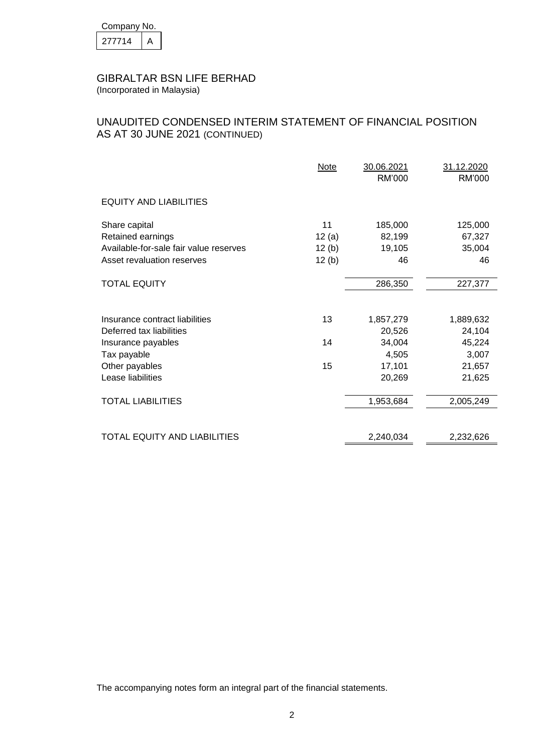Company No.

| 277714 | A |
|---|---|

# GIBRALTAR BSN LIFE BERHAD

(Incorporated in Malaysia)

## UNAUDITED CONDENSED INTERIM STATEMENT OF FINANCIAL POSITION AS AT 30 JUNE 2021 (CONTINUED)

| | Note | 30.06.2021 RM'000 | 31.12.2020 RM'000 |
|---|---|---|---|
| EQUITY AND LIABILITIES | | | |
| Share capital | 11 | 185,000 | 125,000 |
| Retained earnings | 12 (a) | 82,199 | 67,327 |
| Available-for-sale fair value reserves | 12 (b) | 19,105 | 35,004 |
| Asset revaluation reserves | 12 (b) | 46 | 46 |
| TOTAL EQUITY | | 286,350 | 227,377 |
| Insurance contract liabilities | 13 | 1,857,279 | 1,889,632 |
| Deferred tax liabilities | | 20,526 | 24,104 |
| Insurance payables | 14 | 34,004 | 45,224 |
| Tax payable | | 4,505 | 3,007 |
| Other payables | 15 | 17,101 | 21,657 |
| Lease liabilities | | 20,269 | 21,625 |
| TOTAL LIABILITIES | | 1,953,684 | 2,005,249 |
| TOTAL EQUITY AND LIABILITIES | | 2,240,034 | 2,232,626 |

The accompanying notes form an integral part of the financial statements.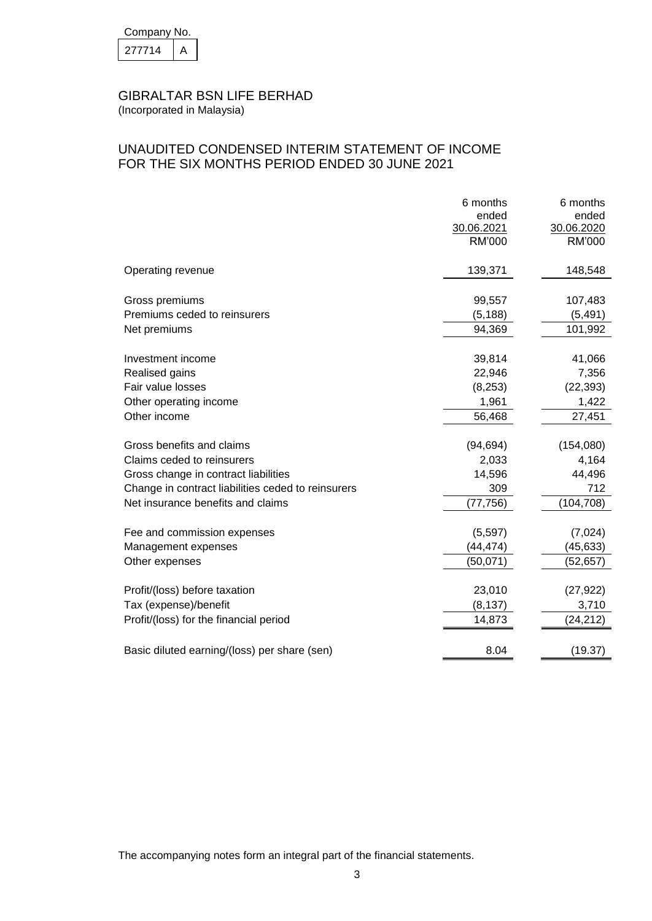Company No.

| 277714 | A |
|---|---|

# GIBRALTAR BSN LIFE BERHAD

(Incorporated in Malaysia)

## UNAUDITED CONDENSED INTERIM STATEMENT OF INCOME FOR THE SIX MONTHS PERIOD ENDED 30 JUNE 2021

| | 6 months ended 30.06.2021 RM'000 | 6 months ended 30.06.2020 RM'000 |
|---|---|---|
| Operating revenue | 139,371 | 148,548 |
| | | |
| Gross premiums | 99,557 | 107,483 |
| Premiums ceded to reinsurers | (5,188) | (5,491) |
| Net premiums | 94,369 | 101,992 |
| | | |
| Investment income | 39,814 | 41,066 |
| Realised gains | 22,946 | 7,356 |
| Fair value losses | (8,253) | (22,393) |
| Other operating income | 1,961 | 1,422 |
| Other income | 56,468 | 27,451 |
| | | |
| Gross benefits and claims | (94,694) | (154,080) |
| Claims ceded to reinsurers | 2,033 | 4,164 |
| Gross change in contract liabilities | 14,596 | 44,496 |
| Change in contract liabilities ceded to reinsurers | 309 | 712 |
| Net insurance benefits and claims | (77,756) | (104,708) |
| | | |
| Fee and commission expenses | (5,597) | (7,024) |
| Management expenses | (44,474) | (45,633) |
| Other expenses | (50,071) | (52,657) |
| | | |
| Profit/(loss) before taxation | 23,010 | (27,922) |
| Tax (expense)/benefit | (8,137) | 3,710 |
| Profit/(loss) for the financial period | 14,873 | (24,212) |
| | | |
| Basic diluted earning/(loss) per share (sen) | 8.04 | (19.37) |

The accompanying notes form an integral part of the financial statements.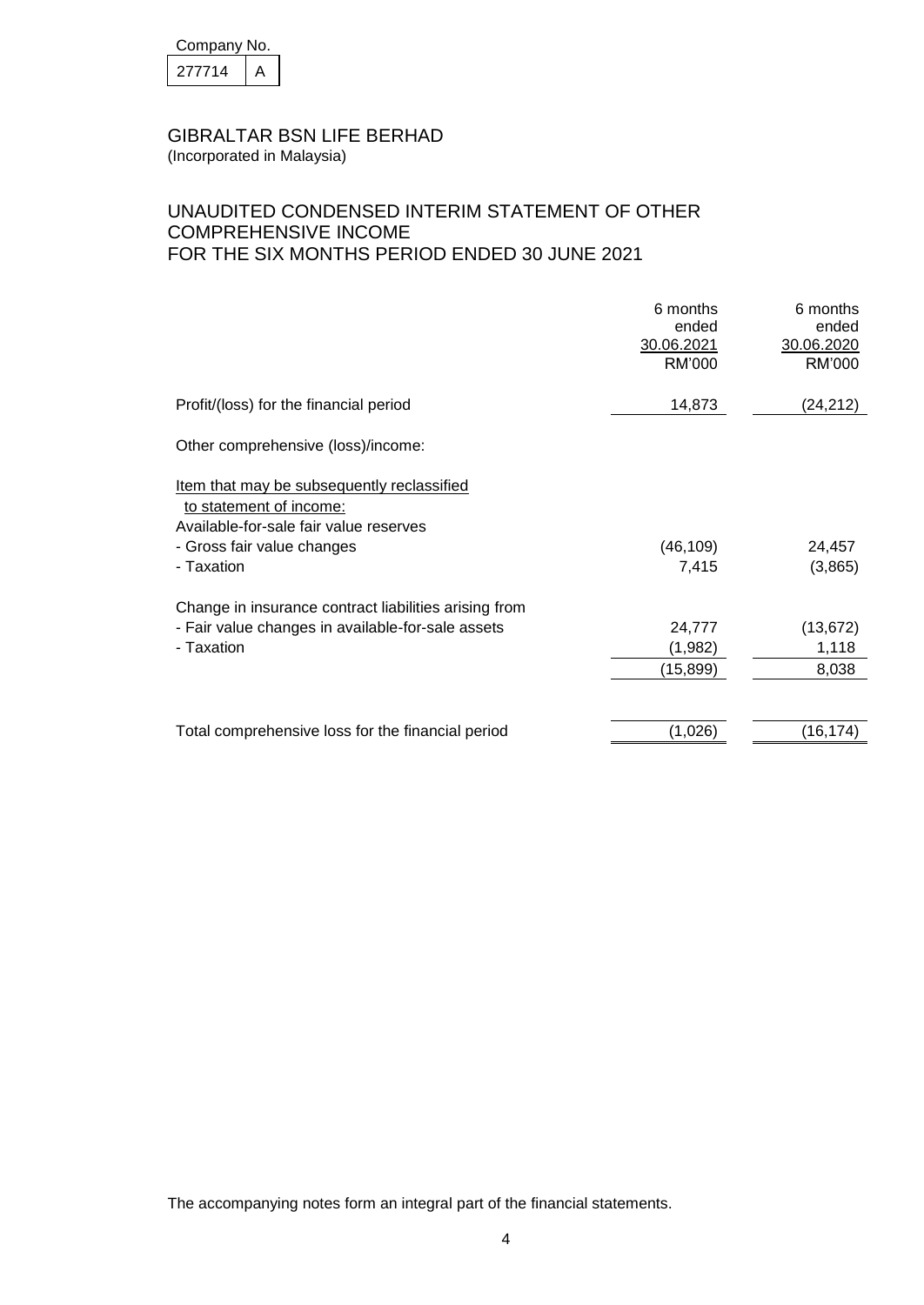Company No.

| 277714 | A |
|---|---|

GIBRALTAR BSN LIFE BERHAD
(Incorporated in Malaysia)

# UNAUDITED CONDENSED INTERIM STATEMENT OF OTHER COMPREHENSIVE INCOME FOR THE SIX MONTHS PERIOD ENDED 30 JUNE 2021

| | 6 months ended 30.06.2021 RM'000 | 6 months ended 30.06.2020 RM'000 |
|---|---|---|
| Profit/(loss) for the financial period | 14,873 | (24,212) |
| Other comprehensive (loss)/income: | | |
| Item that may be subsequently reclassified to statement of income: | | |
| Available-for-sale fair value reserves | | |
| - Gross fair value changes | (46,109) | 24,457 |
| - Taxation | 7,415 | (3,865) |
| Change in insurance contract liabilities arising from | | |
| - Fair value changes in available-for-sale assets | 24,777 | (13,672) |
| - Taxation | (1,982) | 1,118 |
| | (15,899) | 8,038 |
| Total comprehensive loss for the financial period | (1,026) | (16,174) |

The accompanying notes form an integral part of the financial statements.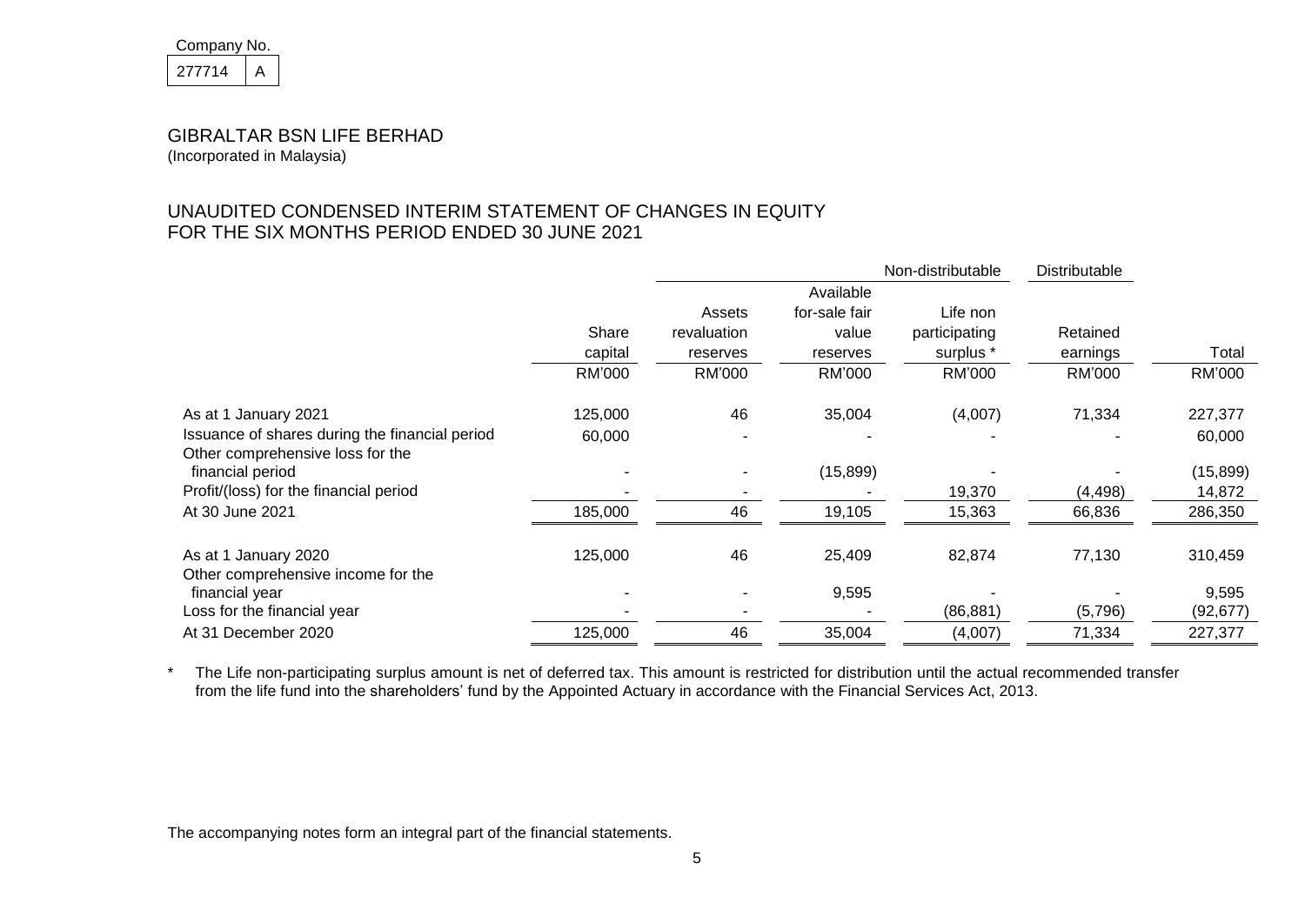Company No.

| 277714 | A |
|---|---|

# GIBRALTAR BSN LIFE BERHAD

(Incorporated in Malaysia)

## UNAUDITED CONDENSED INTERIM STATEMENT OF CHANGES IN EQUITY FOR THE SIX MONTHS PERIOD ENDED 30 JUNE 2021

| | | Non-distributable | | | Distributable | |
|---|---|---|---|---|---|---|
| | Share capital | Assets revaluation reserves | Available for-sale fair value reserves | Life non participating surplus * | Retained earnings | Total |
| | RM'000 | RM'000 | RM'000 | RM'000 | RM'000 | RM'000 |
| As at 1 January 2021 | 125,000 | 46 | 35,004 | (4,007) | 71,334 | 227,377 |
| Issuance of shares during the financial period | 60,000 | - | - | - | - | 60,000 |
| Other comprehensive loss for the financial period | - | - | (15,899) | - | - | (15,899) |
| Profit/(loss) for the financial period | - | - | - | 19,370 | (4,498) | 14,872 |
| At 30 June 2021 | 185,000 | 46 | 19,105 | 15,363 | 66,836 | 286,350 |
| | | | | | | |
| As at 1 January 2020 | 125,000 | 46 | 25,409 | 82,874 | 77,130 | 310,459 |
| Other comprehensive income for the financial year | - | - | 9,595 | - | - | 9,595 |
| Loss for the financial year | - | - | - | (86,881) | (5,796) | (92,677) |
| At 31 December 2020 | 125,000 | 46 | 35,004 | (4,007) | 71,334 | 227,377 |

\* The Life non-participating surplus amount is net of deferred tax. This amount is restricted for distribution until the actual recommended transfer from the life fund into the shareholders' fund by the Appointed Actuary in accordance with the Financial Services Act, 2013.

The accompanying notes form an integral part of the financial statements.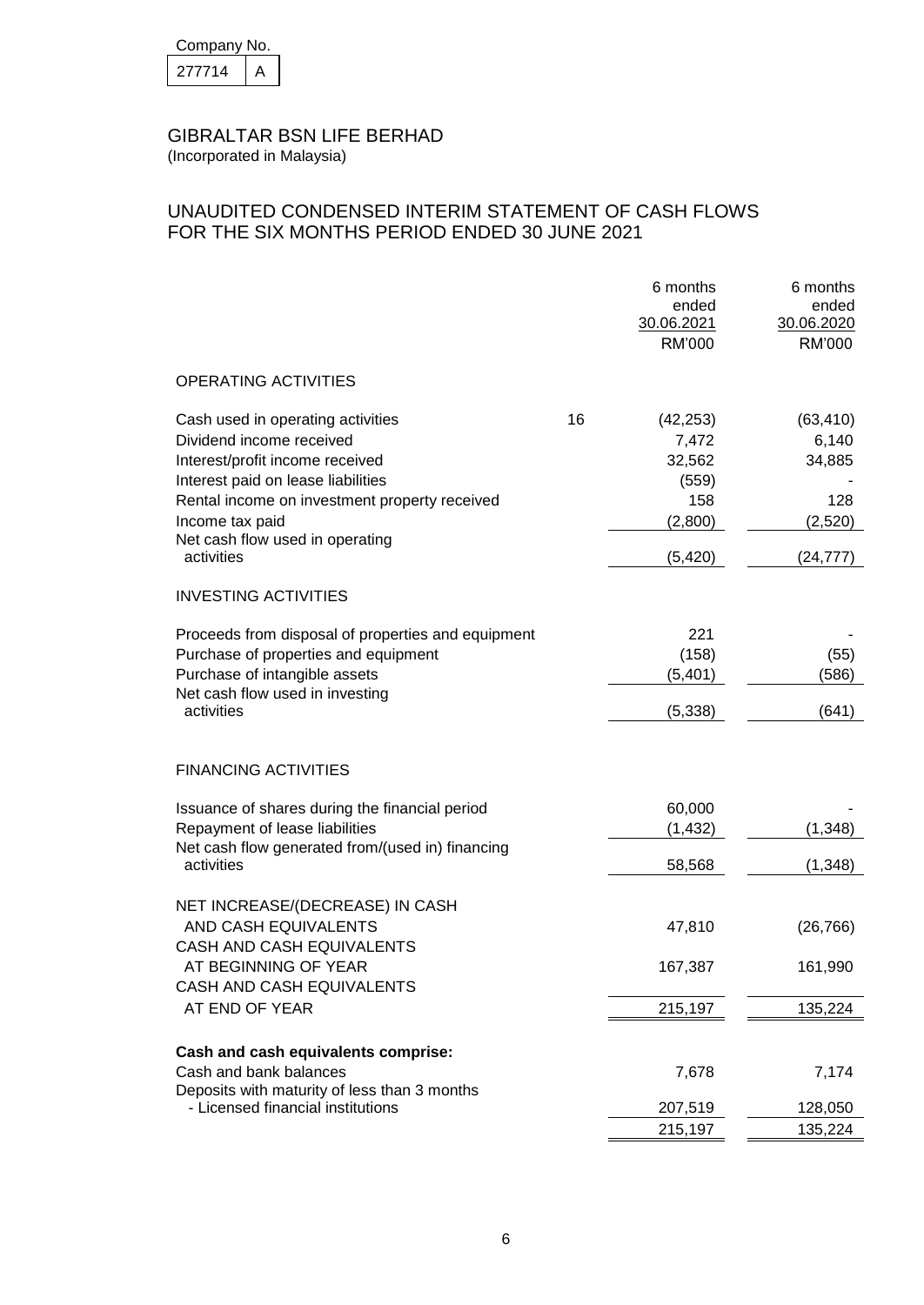Company No.

| 277714 | A |
|---|---|

# GIBRALTAR BSN LIFE BERHAD

(Incorporated in Malaysia)

## UNAUDITED CONDENSED INTERIM STATEMENT OF CASH FLOWS FOR THE SIX MONTHS PERIOD ENDED 30 JUNE 2021

| | | 6 months ended 30.06.2021 RM'000 | 6 months ended 30.06.2020 RM'000 |
|---|---|---|---|
| **OPERATING ACTIVITIES** | | | |
| Cash used in operating activities | 16 | (42,253) | (63,410) |
| Dividend income received | | 7,472 | 6,140 |
| Interest/profit income received | | 32,562 | 34,885 |
| Interest paid on lease liabilities | | (559) | - |
| Rental income on investment property received | | 158 | 128 |
| Income tax paid | | (2,800) | (2,520) |
| Net cash flow used in operating activities | | (5,420) | (24,777) |
| **INVESTING ACTIVITIES** | | | |
| Proceeds from disposal of properties and equipment | | 221 | - |
| Purchase of properties and equipment | | (158) | (55) |
| Purchase of intangible assets | | (5,401) | (586) |
| Net cash flow used in investing activities | | (5,338) | (641) |
| **FINANCING ACTIVITIES** | | | |
| Issuance of shares during the financial period | | 60,000 | - |
| Repayment of lease liabilities | | (1,432) | (1,348) |
| Net cash flow generated from/(used in) financing activities | | 58,568 | (1,348) |
| NET INCREASE/(DECREASE) IN CASH AND CASH EQUIVALENTS | | 47,810 | (26,766) |
| CASH AND CASH EQUIVALENTS AT BEGINNING OF YEAR | | 167,387 | 161,990 |
| CASH AND CASH EQUIVALENTS AT END OF YEAR | | 215,197 | 135,224 |
| **Cash and cash equivalents comprise:** | | | |
| Cash and bank balances | | 7,678 | 7,174 |
| Deposits with maturity of less than 3 months - Licensed financial institutions | | 207,519 | 128,050 |
| | | 215,197 | 135,224 |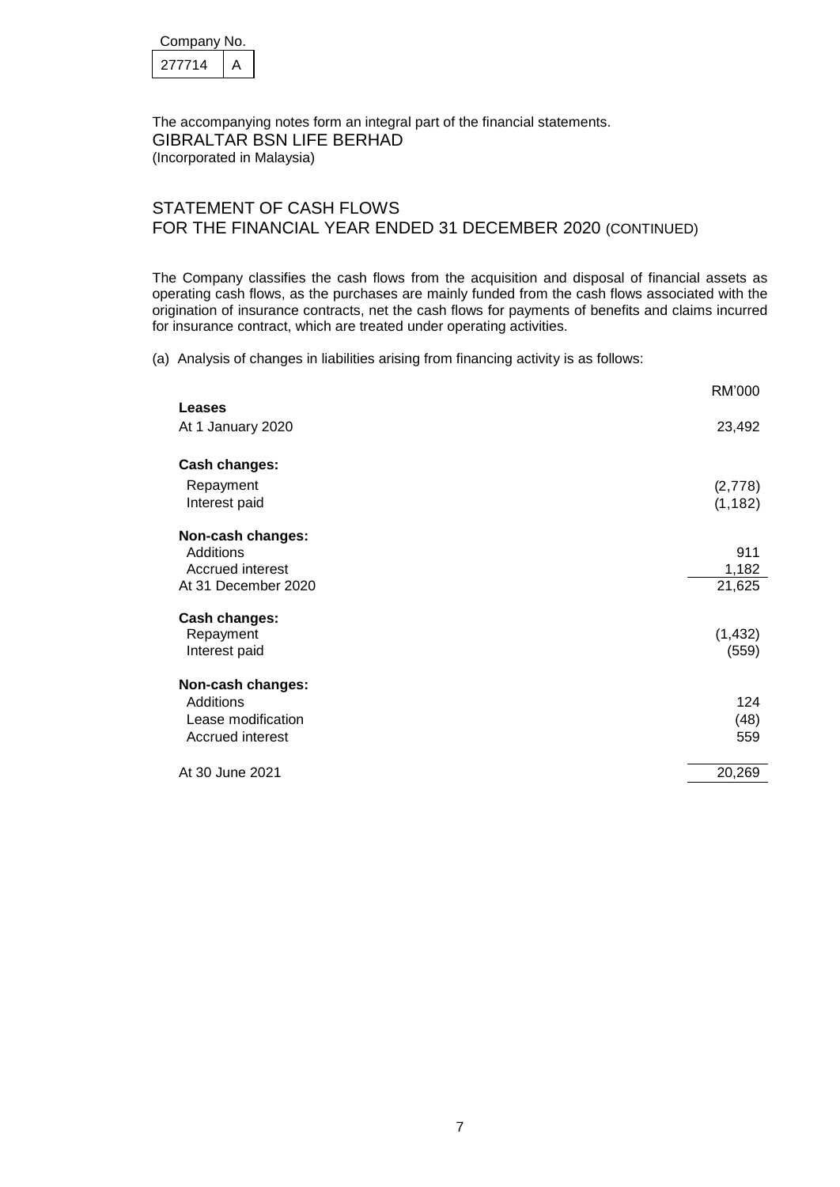Company No.

| 277714 | A |
|---|---|

The accompanying notes form an integral part of the financial statements.

GIBRALTAR BSN LIFE BERHAD
(Incorporated in Malaysia)

## STATEMENT OF CASH FLOWS
## FOR THE FINANCIAL YEAR ENDED 31 DECEMBER 2020 (CONTINUED)

The Company classifies the cash flows from the acquisition and disposal of financial assets as operating cash flows, as the purchases are mainly funded from the cash flows associated with the origination of insurance contracts, net the cash flows for payments of benefits and claims incurred for insurance contract, which are treated under operating activities.

(a) Analysis of changes in liabilities arising from financing activity is as follows:

| | RM'000 |
|---|---|
| **Leases** | |
| At 1 January 2020 | 23,492 |
| **Cash changes:** | |
| Repayment | (2,778) |
| Interest paid | (1,182) |
| **Non-cash changes:** | |
| Additions | 911 |
| Accrued interest | 1,182 |
| At 31 December 2020 | 21,625 |
| **Cash changes:** | |
| Repayment | (1,432) |
| Interest paid | (559) |
| **Non-cash changes:** | |
| Additions | 124 |
| Lease modification | (48) |
| Accrued interest | 559 |
| At 30 June 2021 | 20,269 |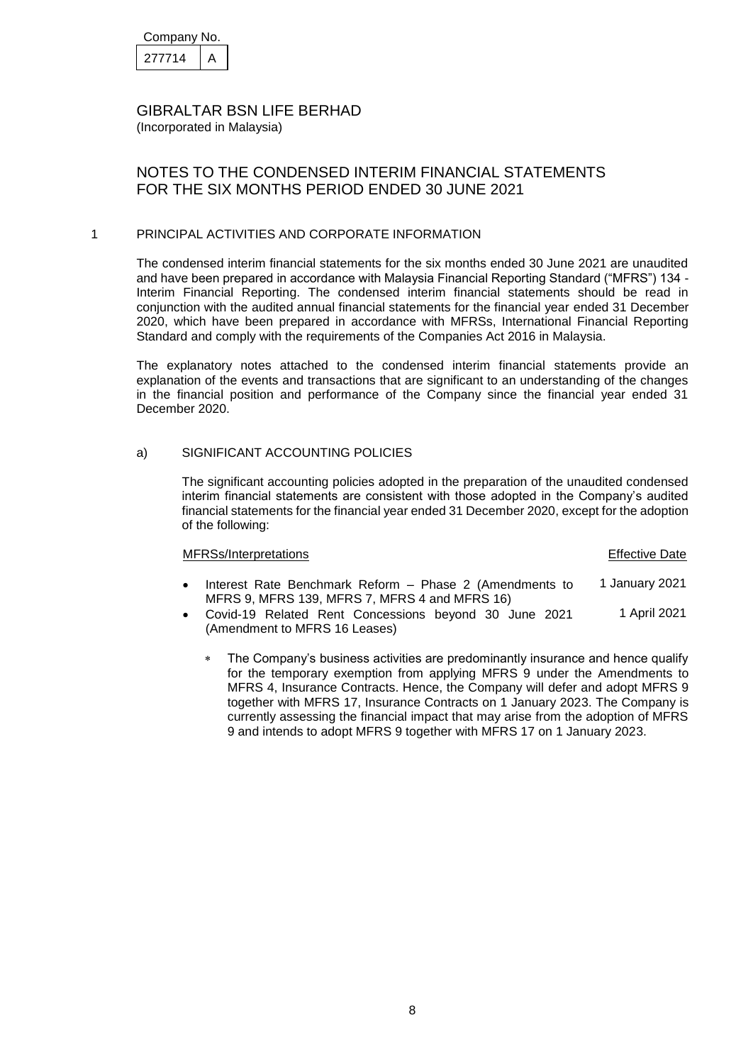Company No.

| 277714 | A |
|---|---|

GIBRALTAR BSN LIFE BERHAD
(Incorporated in Malaysia)

# NOTES TO THE CONDENSED INTERIM FINANCIAL STATEMENTS FOR THE SIX MONTHS PERIOD ENDED 30 JUNE 2021

## 1 PRINCIPAL ACTIVITIES AND CORPORATE INFORMATION

The condensed interim financial statements for the six months ended 30 June 2021 are unaudited and have been prepared in accordance with Malaysia Financial Reporting Standard ("MFRS") 134 - Interim Financial Reporting. The condensed interim financial statements should be read in conjunction with the audited annual financial statements for the financial year ended 31 December 2020, which have been prepared in accordance with MFRSs, International Financial Reporting Standard and comply with the requirements of the Companies Act 2016 in Malaysia.

The explanatory notes attached to the condensed interim financial statements provide an explanation of the events and transactions that are significant to an understanding of the changes in the financial position and performance of the Company since the financial year ended 31 December 2020.

### a) SIGNIFICANT ACCOUNTING POLICIES

The significant accounting policies adopted in the preparation of the unaudited condensed interim financial statements are consistent with those adopted in the Company's audited financial statements for the financial year ended 31 December 2020, except for the adoption of the following:

| MFRSs/Interpretations | Effective Date |
|---|---|
| • Interest Rate Benchmark Reform – Phase 2 (Amendments to MFRS 9, MFRS 139, MFRS 7, MFRS 4 and MFRS 16) | 1 January 2021 |
| • Covid-19 Related Rent Concessions beyond 30 June 2021 (Amendment to MFRS 16 Leases) | 1 April 2021 |

* The Company's business activities are predominantly insurance and hence qualify for the temporary exemption from applying MFRS 9 under the Amendments to MFRS 4, Insurance Contracts. Hence, the Company will defer and adopt MFRS 9 together with MFRS 17, Insurance Contracts on 1 January 2023. The Company is currently assessing the financial impact that may arise from the adoption of MFRS 9 and intends to adopt MFRS 9 together with MFRS 17 on 1 January 2023.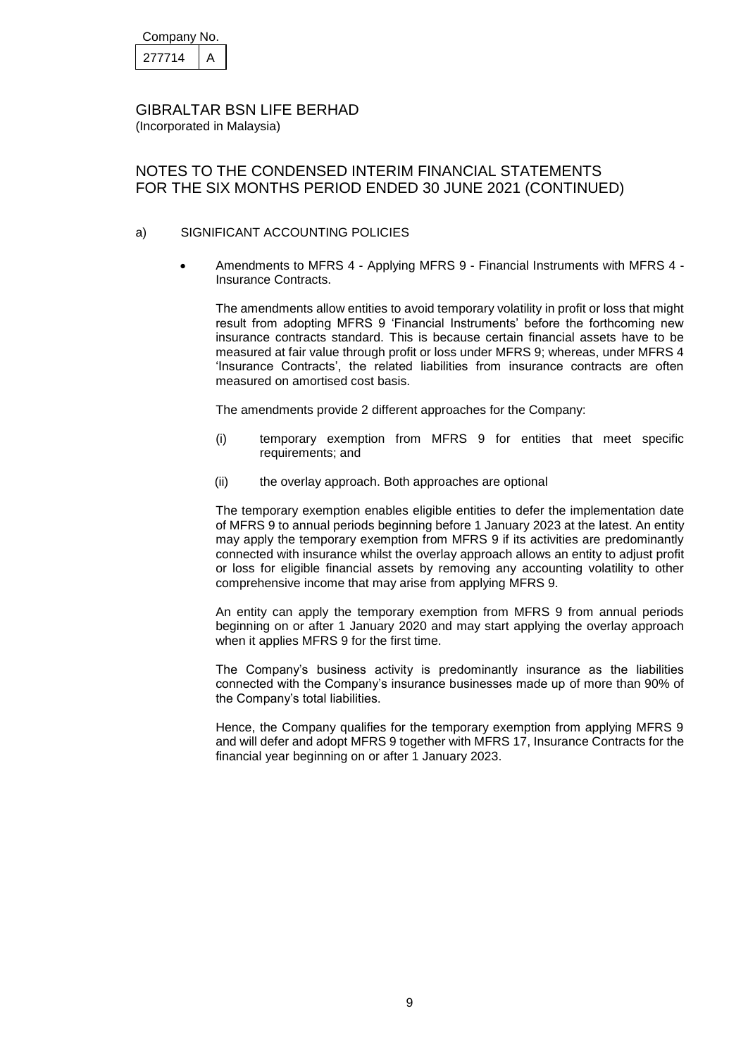Company No.

| 277714 | A |
|---|---|

GIBRALTAR BSN LIFE BERHAD
(Incorporated in Malaysia)

# NOTES TO THE CONDENSED INTERIM FINANCIAL STATEMENTS FOR THE SIX MONTHS PERIOD ENDED 30 JUNE 2021 (CONTINUED)

a) SIGNIFICANT ACCOUNTING POLICIES

- Amendments to MFRS 4 - Applying MFRS 9 - Financial Instruments with MFRS 4 - Insurance Contracts.

  The amendments allow entities to avoid temporary volatility in profit or loss that might result from adopting MFRS 9 'Financial Instruments' before the forthcoming new insurance contracts standard. This is because certain financial assets have to be measured at fair value through profit or loss under MFRS 9; whereas, under MFRS 4 'Insurance Contracts', the related liabilities from insurance contracts are often measured on amortised cost basis.

  The amendments provide 2 different approaches for the Company:

  (i) temporary exemption from MFRS 9 for entities that meet specific requirements; and

  (ii) the overlay approach. Both approaches are optional

  The temporary exemption enables eligible entities to defer the implementation date of MFRS 9 to annual periods beginning before 1 January 2023 at the latest. An entity may apply the temporary exemption from MFRS 9 if its activities are predominantly connected with insurance whilst the overlay approach allows an entity to adjust profit or loss for eligible financial assets by removing any accounting volatility to other comprehensive income that may arise from applying MFRS 9.

  An entity can apply the temporary exemption from MFRS 9 from annual periods beginning on or after 1 January 2020 and may start applying the overlay approach when it applies MFRS 9 for the first time.

  The Company's business activity is predominantly insurance as the liabilities connected with the Company's insurance businesses made up of more than 90% of the Company's total liabilities.

  Hence, the Company qualifies for the temporary exemption from applying MFRS 9 and will defer and adopt MFRS 9 together with MFRS 17, Insurance Contracts for the financial year beginning on or after 1 January 2023.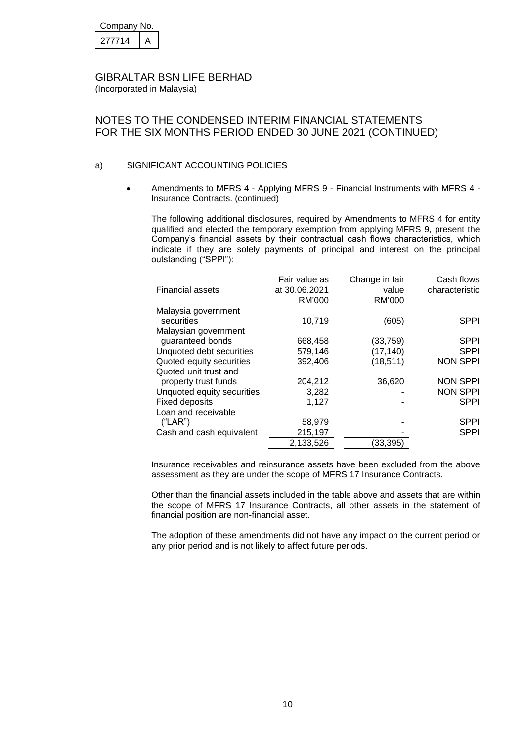Company No.

| 277714 | A |
|---|---|

GIBRALTAR BSN LIFE BERHAD
(Incorporated in Malaysia)

## NOTES TO THE CONDENSED INTERIM FINANCIAL STATEMENTS FOR THE SIX MONTHS PERIOD ENDED 30 JUNE 2021 (CONTINUED)

a) SIGNIFICANT ACCOUNTING POLICIES

- Amendments to MFRS 4 - Applying MFRS 9 - Financial Instruments with MFRS 4 - Insurance Contracts. (continued)

  The following additional disclosures, required by Amendments to MFRS 4 for entity qualified and elected the temporary exemption from applying MFRS 9, present the Company's financial assets by their contractual cash flows characteristics, which indicate if they are solely payments of principal and interest on the principal outstanding ("SPPI"):

| Financial assets | Fair value as at 30.06.2021 | Change in fair value | Cash flows characteristic |
|---|---|---|---|
| | RM'000 | RM'000 | |
| Malaysia government securities | 10,719 | (605) | SPPI |
| Malaysian government guaranteed bonds | 668,458 | (33,759) | SPPI |
| Unquoted debt securities | 579,146 | (17,140) | SPPI |
| Quoted equity securities | 392,406 | (18,511) | NON SPPI |
| Quoted unit trust and property trust funds | 204,212 | 36,620 | NON SPPI |
| Unquoted equity securities | 3,282 | - | NON SPPI |
| Fixed deposits | 1,127 | - | SPPI |
| Loan and receivable ("LAR") | 58,979 | - | SPPI |
| Cash and cash equivalent | 215,197 | - | SPPI |
| | 2,133,526 | (33,395) | |

  Insurance receivables and reinsurance assets have been excluded from the above assessment as they are under the scope of MFRS 17 Insurance Contracts.

  Other than the financial assets included in the table above and assets that are within the scope of MFRS 17 Insurance Contracts, all other assets in the statement of financial position are non-financial asset.

  The adoption of these amendments did not have any impact on the current period or any prior period and is not likely to affect future periods.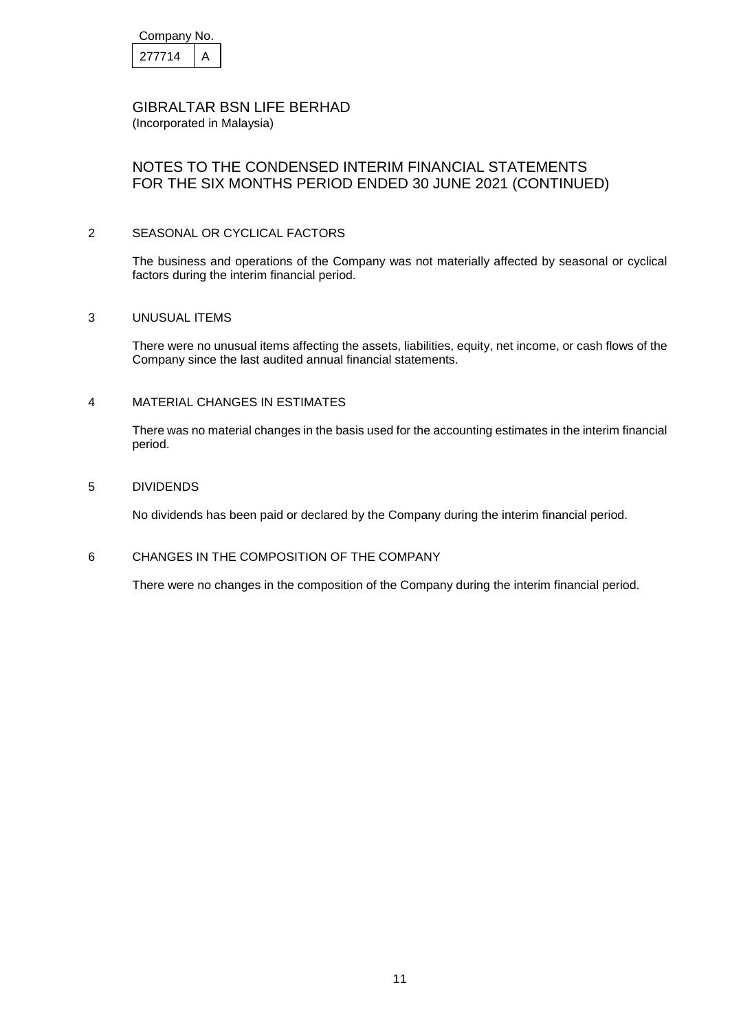## 2 SEASONAL OR CYCLICAL FACTORS

The business and operations of the Company was not materially affected by seasonal or cyclical factors during the interim financial period.

## 3 UNUSUAL ITEMS

There were no unusual items affecting the assets, liabilities, equity, net income, or cash flows of the Company since the last audited annual financial statements.

## 4 MATERIAL CHANGES IN ESTIMATES

There was no material changes in the basis used for the accounting estimates in the interim financial period.

## 5 DIVIDENDS

No dividends has been paid or declared by the Company during the interim financial period.

## 6 CHANGES IN THE COMPOSITION OF THE COMPANY

There were no changes in the composition of the Company during the interim financial period.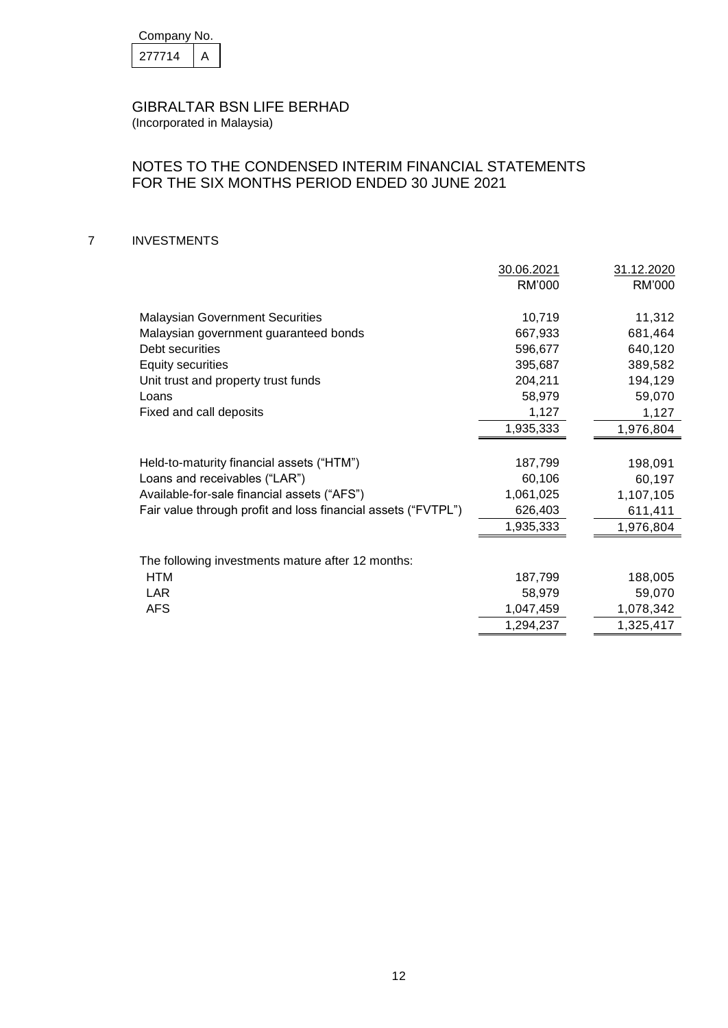Company No.

| 277714 | A |
|---|---|

# GIBRALTAR BSN LIFE BERHAD
(Incorporated in Malaysia)

## NOTES TO THE CONDENSED INTERIM FINANCIAL STATEMENTS FOR THE SIX MONTHS PERIOD ENDED 30 JUNE 2021

### 7 INVESTMENTS

| | 30.06.2021 | 31.12.2020 |
|---|---|---|
| | RM'000 | RM'000 |
| Malaysian Government Securities | 10,719 | 11,312 |
| Malaysian government guaranteed bonds | 667,933 | 681,464 |
| Debt securities | 596,677 | 640,120 |
| Equity securities | 395,687 | 389,582 |
| Unit trust and property trust funds | 204,211 | 194,129 |
| Loans | 58,979 | 59,070 |
| Fixed and call deposits | 1,127 | 1,127 |
| | 1,935,333 | 1,976,804 |
| | | |
| Held-to-maturity financial assets ("HTM") | 187,799 | 198,091 |
| Loans and receivables ("LAR") | 60,106 | 60,197 |
| Available-for-sale financial assets ("AFS") | 1,061,025 | 1,107,105 |
| Fair value through profit and loss financial assets ("FVTPL") | 626,403 | 611,411 |
| | 1,935,333 | 1,976,804 |
| | | |
| The following investments mature after 12 months: | | |
| HTM | 187,799 | 188,005 |
| LAR | 58,979 | 59,070 |
| AFS | 1,047,459 | 1,078,342 |
| | 1,294,237 | 1,325,417 |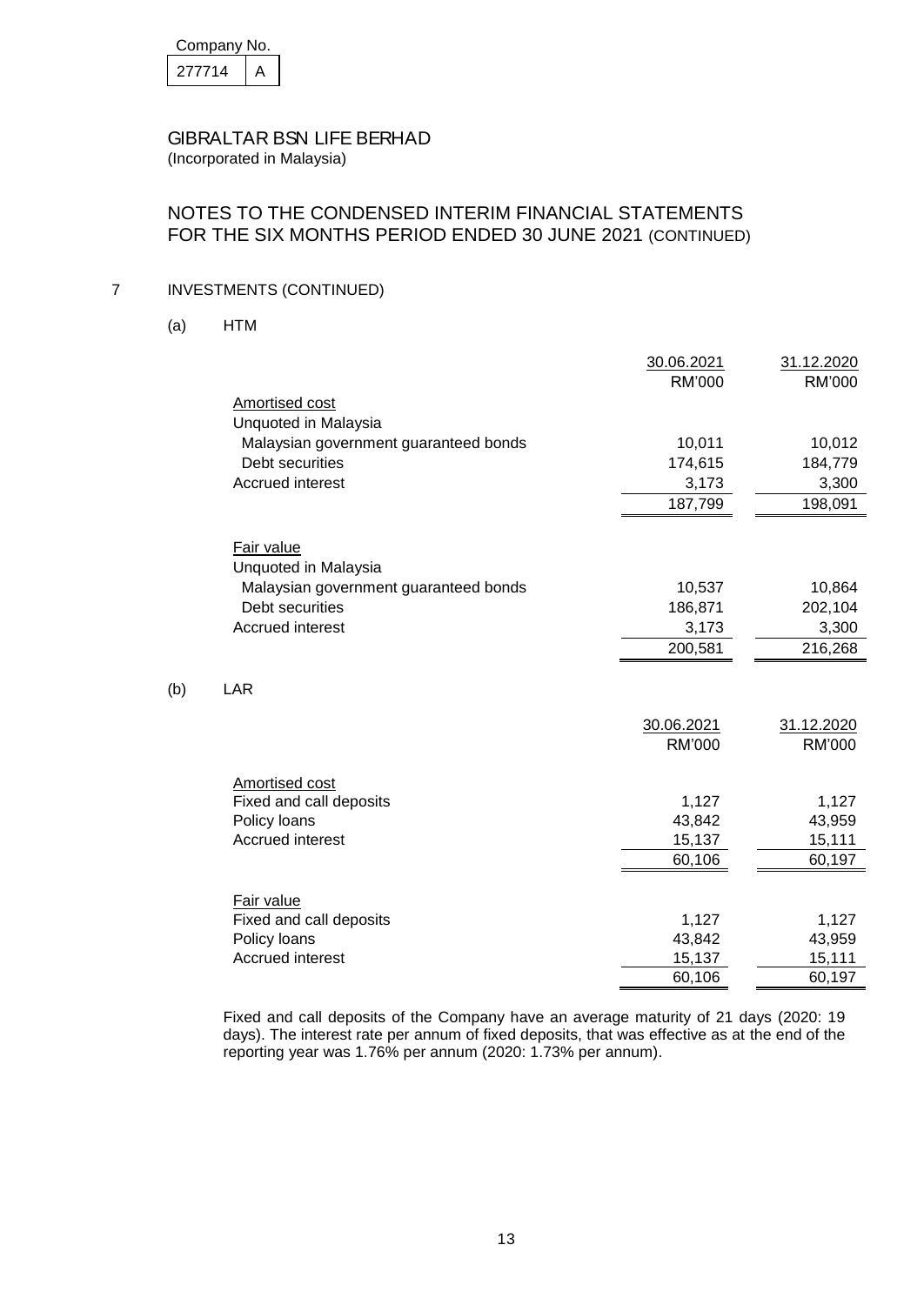Company No.

| 277714 | A |
|---|---|

GIBRALTAR BSN LIFE BERHAD
(Incorporated in Malaysia)

# NOTES TO THE CONDENSED INTERIM FINANCIAL STATEMENTS FOR THE SIX MONTHS PERIOD ENDED 30 JUNE 2021 (CONTINUED)

## 7 INVESTMENTS (CONTINUED)

### (a) HTM

| | 30.06.2021 RM'000 | 31.12.2020 RM'000 |
|---|---|---|
| Amortised cost | | |
| Unquoted in Malaysia | | |
| Malaysian government guaranteed bonds | 10,011 | 10,012 |
| Debt securities | 174,615 | 184,779 |
| Accrued interest | 3,173 | 3,300 |
| | 187,799 | 198,091 |
| Fair value | | |
| Unquoted in Malaysia | | |
| Malaysian government guaranteed bonds | 10,537 | 10,864 |
| Debt securities | 186,871 | 202,104 |
| Accrued interest | 3,173 | 3,300 |
| | 200,581 | 216,268 |

### (b) LAR

| | 30.06.2021 RM'000 | 31.12.2020 RM'000 |
|---|---|---|
| Amortised cost | | |
| Fixed and call deposits | 1,127 | 1,127 |
| Policy loans | 43,842 | 43,959 |
| Accrued interest | 15,137 | 15,111 |
| | 60,106 | 60,197 |
| Fair value | | |
| Fixed and call deposits | 1,127 | 1,127 |
| Policy loans | 43,842 | 43,959 |
| Accrued interest | 15,137 | 15,111 |
| | 60,106 | 60,197 |

Fixed and call deposits of the Company have an average maturity of 21 days (2020: 19 days). The interest rate per annum of fixed deposits, that was effective as at the end of the reporting year was 1.76% per annum (2020: 1.73% per annum).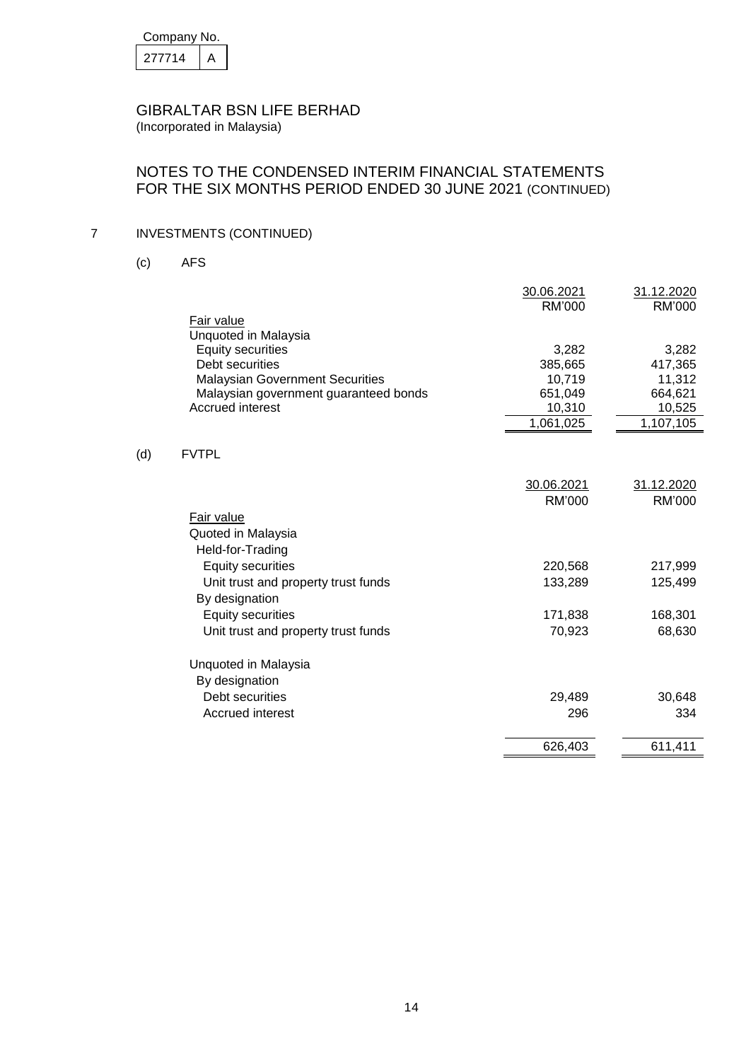Company No.

| 277714 | A |
|---|---|

GIBRALTAR BSN LIFE BERHAD
(Incorporated in Malaysia)

# NOTES TO THE CONDENSED INTERIM FINANCIAL STATEMENTS FOR THE SIX MONTHS PERIOD ENDED 30 JUNE 2021 (CONTINUED)

## 7 INVESTMENTS (CONTINUED)

### (c) AFS

| | 30.06.2021 RM'000 | 31.12.2020 RM'000 |
|---|---|---|
| Fair value | | |
| Unquoted in Malaysia | | |
| Equity securities | 3,282 | 3,282 |
| Debt securities | 385,665 | 417,365 |
| Malaysian Government Securities | 10,719 | 11,312 |
| Malaysian government guaranteed bonds | 651,049 | 664,621 |
| Accrued interest | 10,310 | 10,525 |
| | 1,061,025 | 1,107,105 |

### (d) FVTPL

| | 30.06.2021 RM'000 | 31.12.2020 RM'000 |
|---|---|---|
| Fair value | | |
| Quoted in Malaysia | | |
| Held-for-Trading | | |
| Equity securities | 220,568 | 217,999 |
| Unit trust and property trust funds | 133,289 | 125,499 |
| By designation | | |
| Equity securities | 171,838 | 168,301 |
| Unit trust and property trust funds | 70,923 | 68,630 |
| Unquoted in Malaysia | | |
| By designation | | |
| Debt securities | 29,489 | 30,648 |
| Accrued interest | 296 | 334 |
| | 626,403 | 611,411 |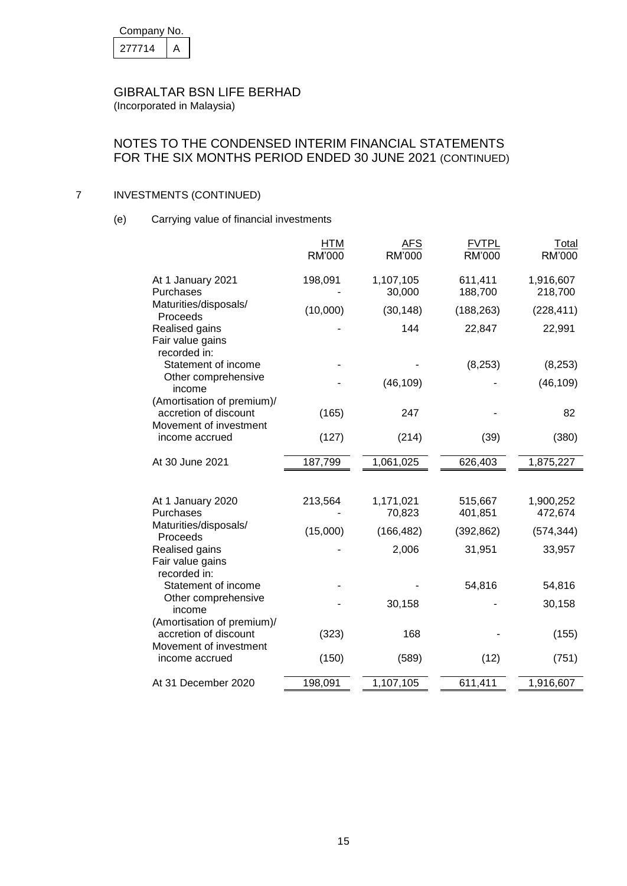Company No.

| 277714 | A |
|---|---|

# GIBRALTAR BSN LIFE BERHAD
(Incorporated in Malaysia)

## NOTES TO THE CONDENSED INTERIM FINANCIAL STATEMENTS FOR THE SIX MONTHS PERIOD ENDED 30 JUNE 2021 (CONTINUED)

### 7 INVESTMENTS (CONTINUED)

(e) Carrying value of financial investments

| | HTM RM'000 | AFS RM'000 | FVTPL RM'000 | Total RM'000 |
|---|---|---|---|---|
| At 1 January 2021 | 198,091 | 1,107,105 | 611,411 | 1,916,607 |
| Purchases | - | 30,000 | 188,700 | 218,700 |
| Maturities/disposals/ Proceeds | (10,000) | (30,148) | (188,263) | (228,411) |
| Realised gains | - | 144 | 22,847 | 22,991 |
| Fair value gains recorded in: | | | | |
| Statement of income | - | - | (8,253) | (8,253) |
| Other comprehensive income | - | (46,109) | - | (46,109) |
| (Amortisation of premium)/ accretion of discount | (165) | 247 | - | 82 |
| Movement of investment income accrued | (127) | (214) | (39) | (380) |
| At 30 June 2021 | 187,799 | 1,061,025 | 626,403 | 1,875,227 |
| | | | | |
| At 1 January 2020 | 213,564 | 1,171,021 | 515,667 | 1,900,252 |
| Purchases | - | 70,823 | 401,851 | 472,674 |
| Maturities/disposals/ Proceeds | (15,000) | (166,482) | (392,862) | (574,344) |
| Realised gains | - | 2,006 | 31,951 | 33,957 |
| Fair value gains recorded in: | | | | |
| Statement of income | - | - | 54,816 | 54,816 |
| Other comprehensive income | - | 30,158 | - | 30,158 |
| (Amortisation of premium)/ accretion of discount | (323) | 168 | - | (155) |
| Movement of investment income accrued | (150) | (589) | (12) | (751) |
| At 31 December 2020 | 198,091 | 1,107,105 | 611,411 | 1,916,607 |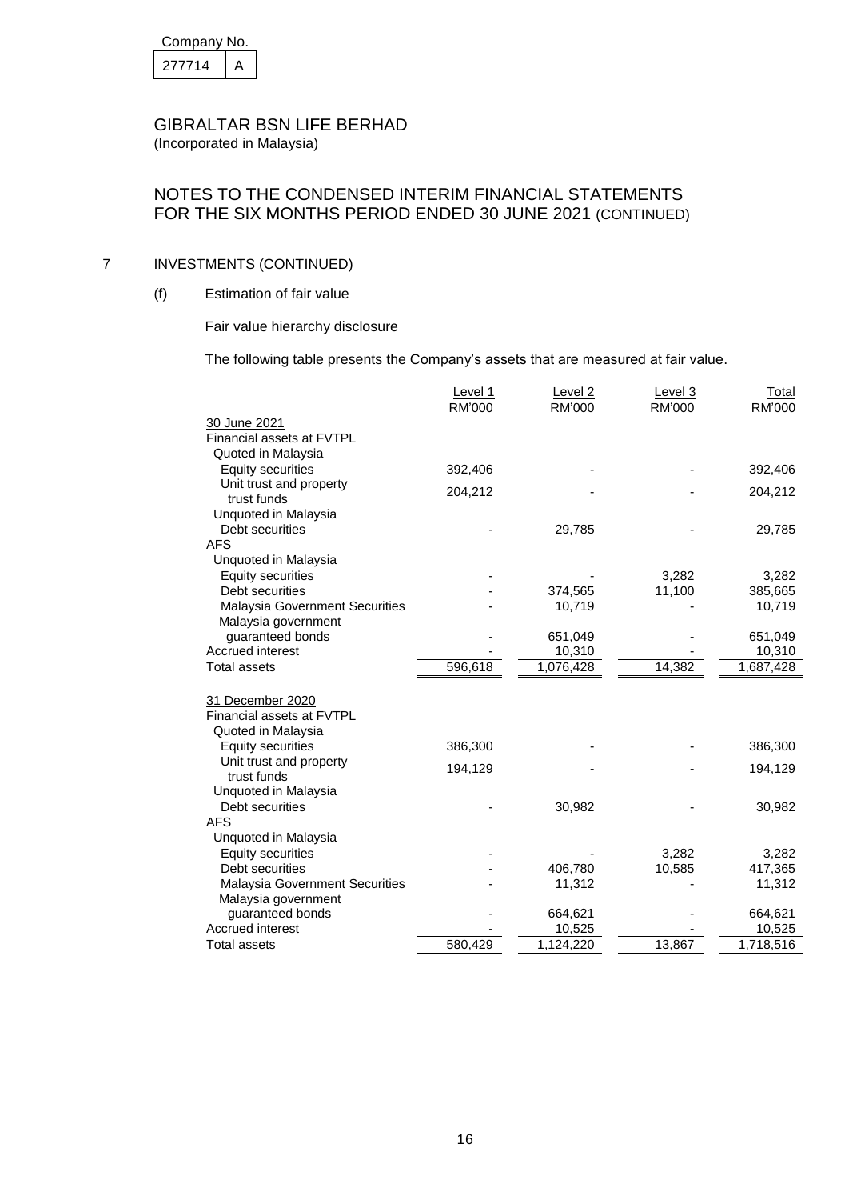Company No.

| 277714 | A |
|---|---|

GIBRALTAR BSN LIFE BERHAD
(Incorporated in Malaysia)

## NOTES TO THE CONDENSED INTERIM FINANCIAL STATEMENTS FOR THE SIX MONTHS PERIOD ENDED 30 JUNE 2021 (CONTINUED)

### 7 INVESTMENTS (CONTINUED)

#### (f) Estimation of fair value

Fair value hierarchy disclosure

The following table presents the Company's assets that are measured at fair value.

| | Level 1 RM'000 | Level 2 RM'000 | Level 3 RM'000 | Total RM'000 |
|---|---|---|---|---|
| 30 June 2021 | | | | |
| Financial assets at FVTPL | | | | |
| Quoted in Malaysia | | | | |
| Equity securities | 392,406 | - | - | 392,406 |
| Unit trust and property trust funds | 204,212 | - | - | 204,212 |
| Unquoted in Malaysia | | | | |
| Debt securities | - | 29,785 | - | 29,785 |
| AFS | | | | |
| Unquoted in Malaysia | | | | |
| Equity securities | - | - | 3,282 | 3,282 |
| Debt securities | - | 374,565 | 11,100 | 385,665 |
| Malaysia Government Securities | - | 10,719 | - | 10,719 |
| Malaysia government guaranteed bonds | - | 651,049 | - | 651,049 |
| Accrued interest | - | 10,310 | - | 10,310 |
| Total assets | 596,618 | 1,076,428 | 14,382 | 1,687,428 |
| | | | | |
| 31 December 2020 | | | | |
| Financial assets at FVTPL | | | | |
| Quoted in Malaysia | | | | |
| Equity securities | 386,300 | - | - | 386,300 |
| Unit trust and property trust funds | 194,129 | - | - | 194,129 |
| Unquoted in Malaysia | | | | |
| Debt securities | - | 30,982 | - | 30,982 |
| AFS | | | | |
| Unquoted in Malaysia | | | | |
| Equity securities | - | - | 3,282 | 3,282 |
| Debt securities | - | 406,780 | 10,585 | 417,365 |
| Malaysia Government Securities | - | 11,312 | - | 11,312 |
| Malaysia government guaranteed bonds | - | 664,621 | - | 664,621 |
| Accrued interest | - | 10,525 | - | 10,525 |
| Total assets | 580,429 | 1,124,220 | 13,867 | 1,718,516 |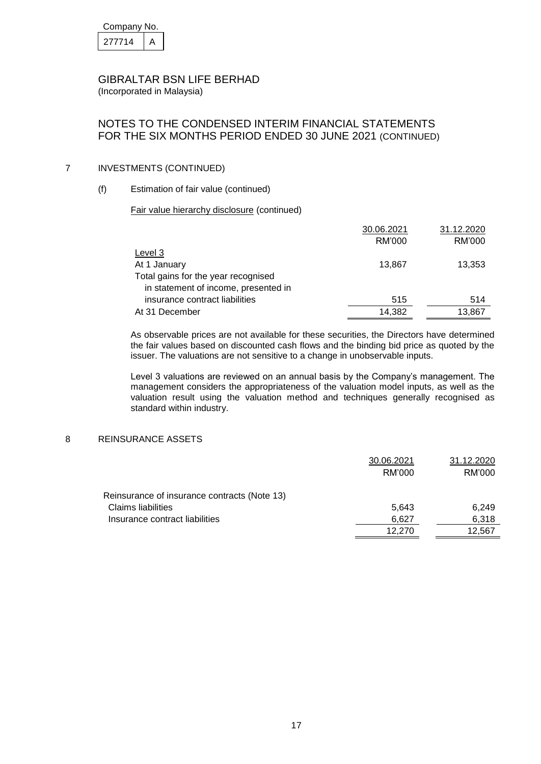Company No.

| 277714 | A |
|---|---|

GIBRALTAR BSN LIFE BERHAD
(Incorporated in Malaysia)

# NOTES TO THE CONDENSED INTERIM FINANCIAL STATEMENTS FOR THE SIX MONTHS PERIOD ENDED 30 JUNE 2021 (CONTINUED)

## 7 INVESTMENTS (CONTINUED)

### (f) Estimation of fair value (continued)

Fair value hierarchy disclosure (continued)

| | 30.06.2021 RM'000 | 31.12.2020 RM'000 |
|---|---|---|
| Level 3 | | |
| At 1 January | 13,867 | 13,353 |
| Total gains for the year recognised in statement of income, presented in insurance contract liabilities | 515 | 514 |
| At 31 December | 14,382 | 13,867 |

As observable prices are not available for these securities, the Directors have determined the fair values based on discounted cash flows and the binding bid price as quoted by the issuer. The valuations are not sensitive to a change in unobservable inputs.

Level 3 valuations are reviewed on an annual basis by the Company's management. The management considers the appropriateness of the valuation model inputs, as well as the valuation result using the valuation method and techniques generally recognised as standard within industry.

## 8 REINSURANCE ASSETS

| | 30.06.2021 RM'000 | 31.12.2020 RM'000 |
|---|---|---|
| Reinsurance of insurance contracts (Note 13) | | |
| Claims liabilities | 5,643 | 6,249 |
| Insurance contract liabilities | 6,627 | 6,318 |
| | 12,270 | 12,567 |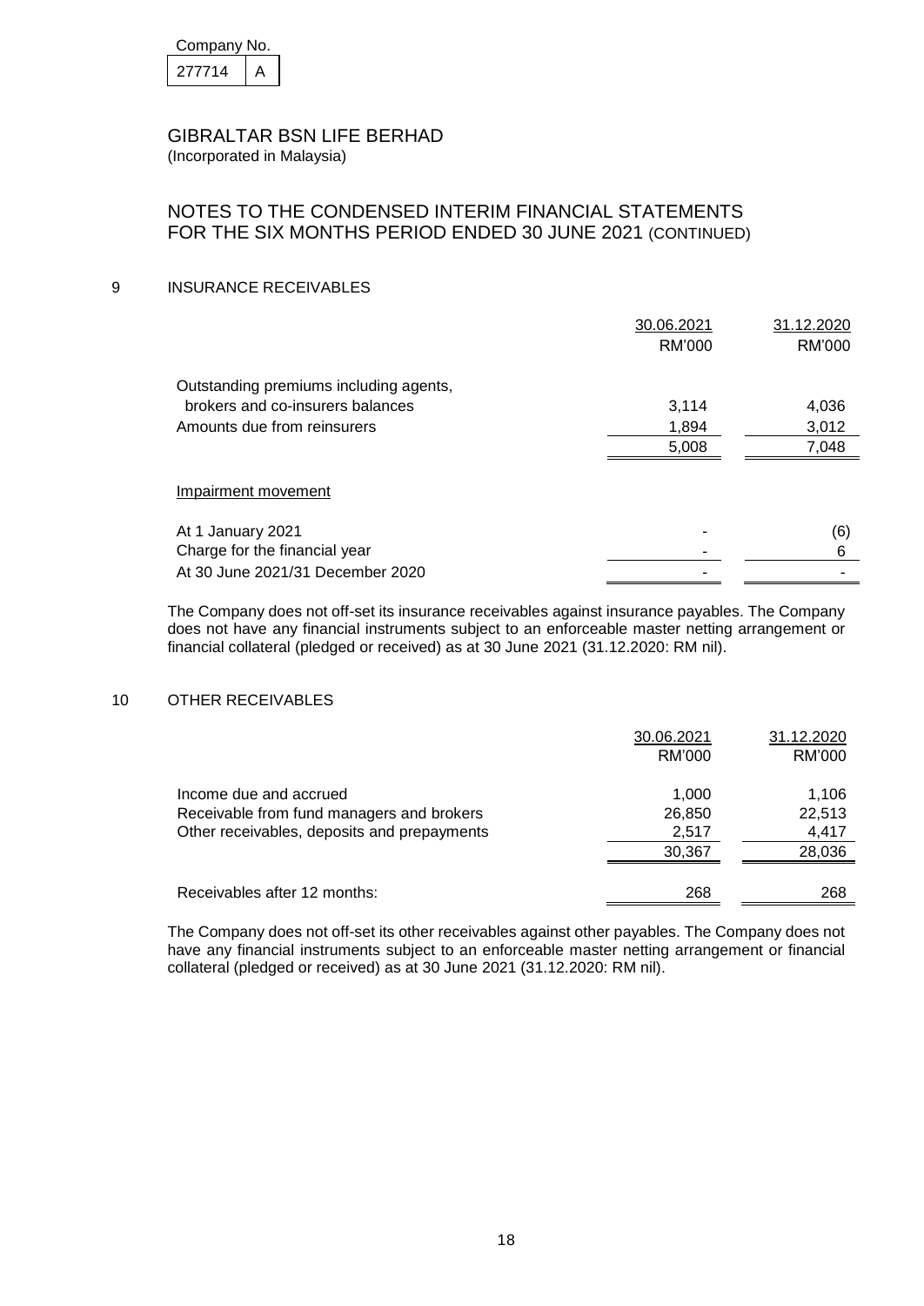Company No.

| 277714 | A |
|---|---|

GIBRALTAR BSN LIFE BERHAD
(Incorporated in Malaysia)

# NOTES TO THE CONDENSED INTERIM FINANCIAL STATEMENTS FOR THE SIX MONTHS PERIOD ENDED 30 JUNE 2021 (CONTINUED)

## 9 INSURANCE RECEIVABLES

| | 30.06.2021 RM'000 | 31.12.2020 RM'000 |
|---|---|---|
| Outstanding premiums including agents, brokers and co-insurers balances | 3,114 | 4,036 |
| Amounts due from reinsurers | 1,894 | 3,012 |
| | 5,008 | 7,048 |
| Impairment movement | | |
| At 1 January 2021 | - | (6) |
| Charge for the financial year | - | 6 |
| At 30 June 2021/31 December 2020 | - | - |

The Company does not off-set its insurance receivables against insurance payables. The Company does not have any financial instruments subject to an enforceable master netting arrangement or financial collateral (pledged or received) as at 30 June 2021 (31.12.2020: RM nil).

## 10 OTHER RECEIVABLES

| | 30.06.2021 RM'000 | 31.12.2020 RM'000 |
|---|---|---|
| Income due and accrued | 1,000 | 1,106 |
| Receivable from fund managers and brokers | 26,850 | 22,513 |
| Other receivables, deposits and prepayments | 2,517 | 4,417 |
| | 30,367 | 28,036 |
| Receivables after 12 months: | 268 | 268 |

The Company does not off-set its other receivables against other payables. The Company does not have any financial instruments subject to an enforceable master netting arrangement or financial collateral (pledged or received) as at 30 June 2021 (31.12.2020: RM nil).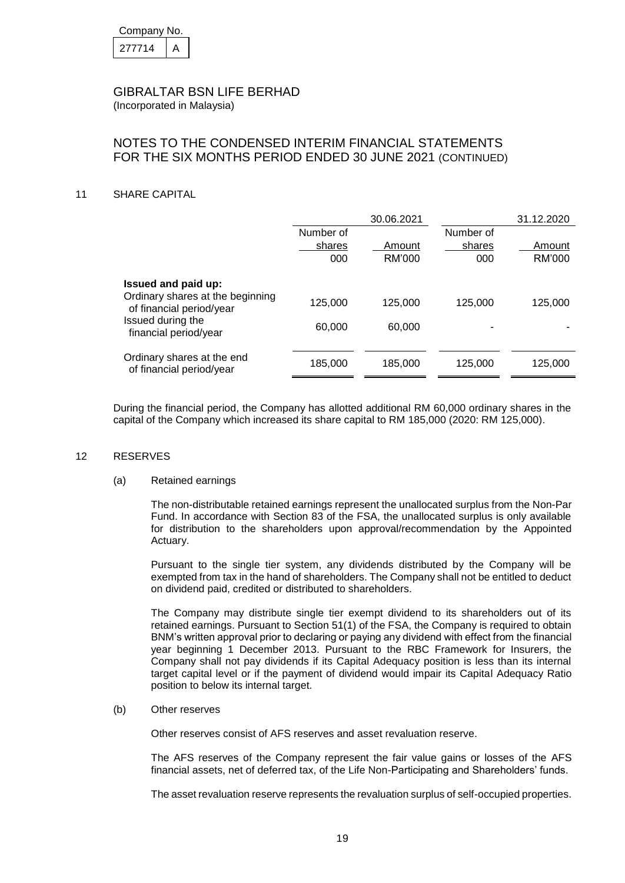Company No.

| 277714 | A |
|---|---|

GIBRALTAR BSN LIFE BERHAD
(Incorporated in Malaysia)

# NOTES TO THE CONDENSED INTERIM FINANCIAL STATEMENTS FOR THE SIX MONTHS PERIOD ENDED 30 JUNE 2021 (CONTINUED)

## 11 SHARE CAPITAL

| | 30.06.2021 | | 31.12.2020 | |
|---|---|---|---|---|
| | Number of shares 000 | Amount RM'000 | Number of shares 000 | Amount RM'000 |
| **Issued and paid up:** | | | | |
| Ordinary shares at the beginning of financial period/year | 125,000 | 125,000 | 125,000 | 125,000 |
| Issued during the financial period/year | 60,000 | 60,000 | - | - |
| Ordinary shares at the end of financial period/year | 185,000 | 185,000 | 125,000 | 125,000 |

During the financial period, the Company has allotted additional RM 60,000 ordinary shares in the capital of the Company which increased its share capital to RM 185,000 (2020: RM 125,000).

## 12 RESERVES

(a) Retained earnings

The non-distributable retained earnings represent the unallocated surplus from the Non-Par Fund. In accordance with Section 83 of the FSA, the unallocated surplus is only available for distribution to the shareholders upon approval/recommendation by the Appointed Actuary.

Pursuant to the single tier system, any dividends distributed by the Company will be exempted from tax in the hand of shareholders. The Company shall not be entitled to deduct on dividend paid, credited or distributed to shareholders.

The Company may distribute single tier exempt dividend to its shareholders out of its retained earnings. Pursuant to Section 51(1) of the FSA, the Company is required to obtain BNM's written approval prior to declaring or paying any dividend with effect from the financial year beginning 1 December 2013. Pursuant to the RBC Framework for Insurers, the Company shall not pay dividends if its Capital Adequacy position is less than its internal target capital level or if the payment of dividend would impair its Capital Adequacy Ratio position to below its internal target.

(b) Other reserves

Other reserves consist of AFS reserves and asset revaluation reserve.

The AFS reserves of the Company represent the fair value gains or losses of the AFS financial assets, net of deferred tax, of the Life Non-Participating and Shareholders' funds.

The asset revaluation reserve represents the revaluation surplus of self-occupied properties.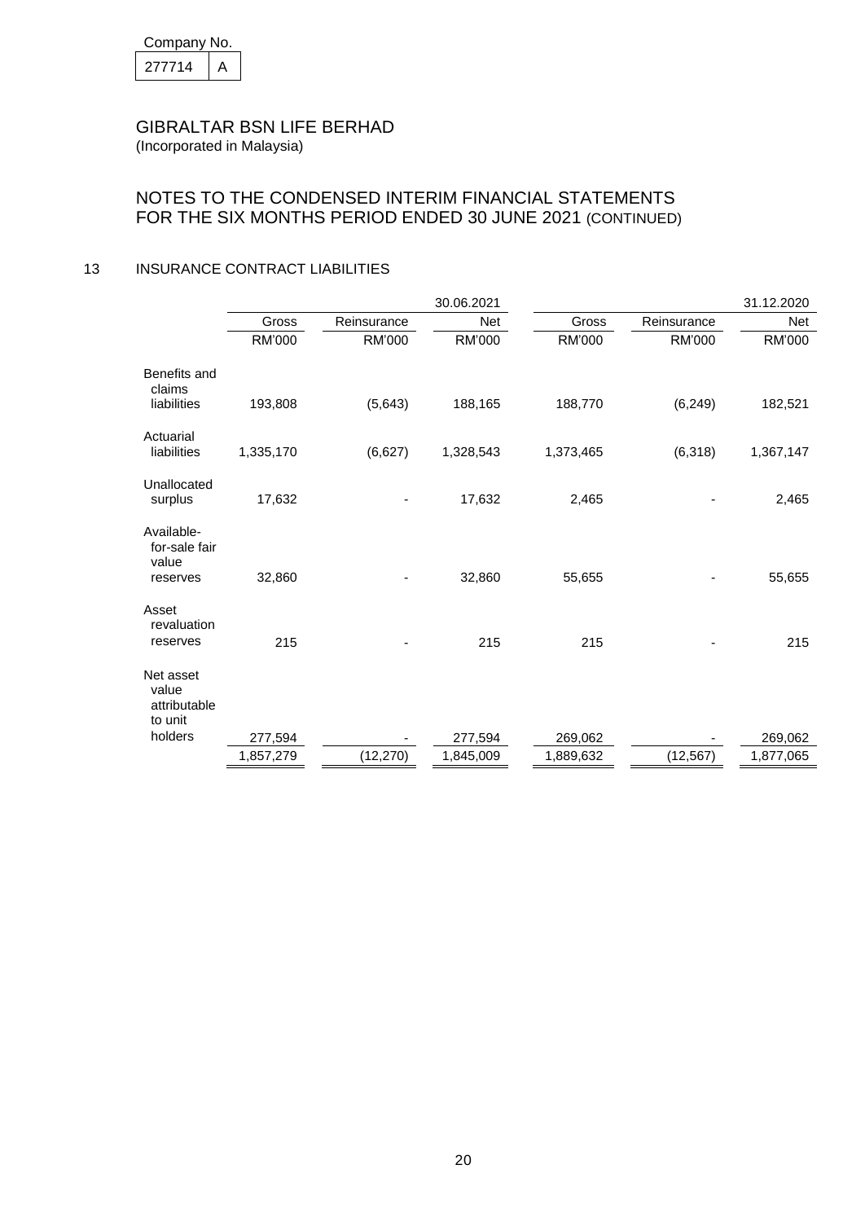Company No.

| 277714 | A |
|---|---|

GIBRALTAR BSN LIFE BERHAD
(Incorporated in Malaysia)

NOTES TO THE CONDENSED INTERIM FINANCIAL STATEMENTS
FOR THE SIX MONTHS PERIOD ENDED 30 JUNE 2021 (CONTINUED)

## 13 INSURANCE CONTRACT LIABILITIES

| | | | 30.06.2021 | | | 31.12.2020 |
|---|---|---|---|---|---|---|
| | Gross | Reinsurance | Net | Gross | Reinsurance | Net |
| | RM'000 | RM'000 | RM'000 | RM'000 | RM'000 | RM'000 |
| Benefits and claims liabilities | 193,808 | (5,643) | 188,165 | 188,770 | (6,249) | 182,521 |
| Actuarial liabilities | 1,335,170 | (6,627) | 1,328,543 | 1,373,465 | (6,318) | 1,367,147 |
| Unallocated surplus | 17,632 | - | 17,632 | 2,465 | - | 2,465 |
| Available-for-sale fair value reserves | 32,860 | - | 32,860 | 55,655 | - | 55,655 |
| Asset revaluation reserves | 215 | - | 215 | 215 | - | 215 |
| Net asset value attributable to unit holders | 277,594 | - | 277,594 | 269,062 | - | 269,062 |
| | 1,857,279 | (12,270) | 1,845,009 | 1,889,632 | (12,567) | 1,877,065 |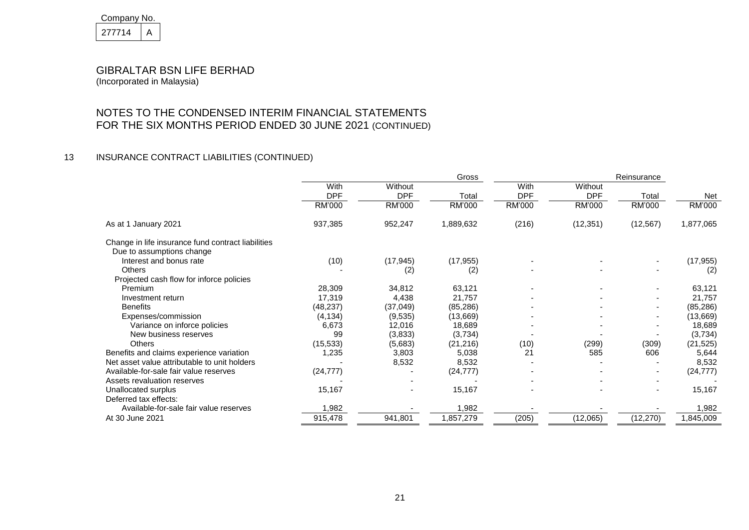Company No.

| 277714 | A |
|---|---|

GIBRALTAR BSN LIFE BERHAD
(Incorporated in Malaysia)

NOTES TO THE CONDENSED INTERIM FINANCIAL STATEMENTS
FOR THE SIX MONTHS PERIOD ENDED 30 JUNE 2021 (CONTINUED)

## 13 INSURANCE CONTRACT LIABILITIES (CONTINUED)

| | Gross | | | Reinsurance | | | |
|---|---|---|---|---|---|---|---|
| | With DPF | Without DPF | Total | With DPF | Without DPF | Total | Net |
| | RM'000 | RM'000 | RM'000 | RM'000 | RM'000 | RM'000 | RM'000 |
| As at 1 January 2021 | 937,385 | 952,247 | 1,889,632 | (216) | (12,351) | (12,567) | 1,877,065 |
| Change in life insurance fund contract liabilities | | | | | | | |
| Due to assumptions change | | | | | | | |
| Interest and bonus rate | (10) | (17,945) | (17,955) | - | - | - | (17,955) |
| Others | - | (2) | (2) | - | - | - | (2) |
| Projected cash flow for inforce policies | | | | | | | |
| Premium | 28,309 | 34,812 | 63,121 | - | - | - | 63,121 |
| Investment return | 17,319 | 4,438 | 21,757 | - | - | - | 21,757 |
| Benefits | (48,237) | (37,049) | (85,286) | - | - | - | (85,286) |
| Expenses/commission | (4,134) | (9,535) | (13,669) | - | - | - | (13,669) |
| Variance on inforce policies | 6,673 | 12,016 | 18,689 | - | - | - | 18,689 |
| New business reserves | 99 | (3,833) | (3,734) | - | - | - | (3,734) |
| Others | (15,533) | (5,683) | (21,216) | (10) | (299) | (309) | (21,525) |
| Benefits and claims experience variation | 1,235 | 3,803 | 5,038 | 21 | 585 | 606 | 5,644 |
| Net asset value attributable to unit holders | - | 8,532 | 8,532 | - | - | - | 8,532 |
| Available-for-sale fair value reserves | (24,777) | - | (24,777) | - | - | - | (24,777) |
| Assets revaluation reserves | - | - | - | - | - | - | - |
| Unallocated surplus | 15,167 | - | 15,167 | - | - | - | 15,167 |
| Deferred tax effects: | | | | | | | |
| Available-for-sale fair value reserves | 1,982 | - | 1,982 | - | - | - | 1,982 |
| At 30 June 2021 | 915,478 | 941,801 | 1,857,279 | (205) | (12,065) | (12,270) | 1,845,009 |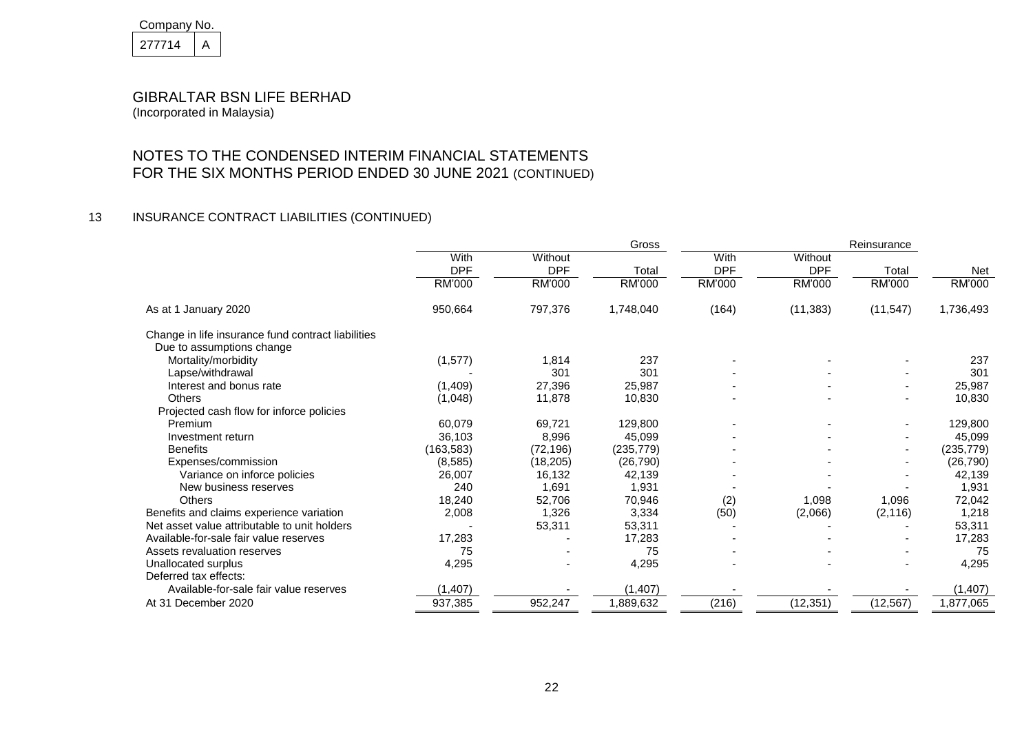Company No.

| 277714 | A |
|---|---|

# GIBRALTAR BSN LIFE BERHAD

(Incorporated in Malaysia)

## NOTES TO THE CONDENSED INTERIM FINANCIAL STATEMENTS FOR THE SIX MONTHS PERIOD ENDED 30 JUNE 2021 (CONTINUED)

### 13 INSURANCE CONTRACT LIABILITIES (CONTINUED)

| | Gross | | | Reinsurance | | | |
|---|---|---|---|---|---|---|---|
| | With DPF | Without DPF | Total | With DPF | Without DPF | Total | Net |
| | RM'000 | RM'000 | RM'000 | RM'000 | RM'000 | RM'000 | RM'000 |
| As at 1 January 2020 | 950,664 | 797,376 | 1,748,040 | (164) | (11,383) | (11,547) | 1,736,493 |
| Change in life insurance fund contract liabilities | | | | | | | |
| Due to assumptions change | | | | | | | |
| Mortality/morbidity | (1,577) | 1,814 | 237 | - | - | - | 237 |
| Lapse/withdrawal | - | 301 | 301 | - | - | - | 301 |
| Interest and bonus rate | (1,409) | 27,396 | 25,987 | - | - | - | 25,987 |
| Others | (1,048) | 11,878 | 10,830 | - | - | - | 10,830 |
| Projected cash flow for inforce policies | | | | | | | |
| Premium | 60,079 | 69,721 | 129,800 | - | - | - | 129,800 |
| Investment return | 36,103 | 8,996 | 45,099 | - | - | - | 45,099 |
| Benefits | (163,583) | (72,196) | (235,779) | - | - | - | (235,779) |
| Expenses/commission | (8,585) | (18,205) | (26,790) | - | - | - | (26,790) |
| Variance on inforce policies | 26,007 | 16,132 | 42,139 | - | - | - | 42,139 |
| New business reserves | 240 | 1,691 | 1,931 | - | - | - | 1,931 |
| Others | 18,240 | 52,706 | 70,946 | (2) | 1,098 | 1,096 | 72,042 |
| Benefits and claims experience variation | 2,008 | 1,326 | 3,334 | (50) | (2,066) | (2,116) | 1,218 |
| Net asset value attributable to unit holders | - | 53,311 | 53,311 | - | - | - | 53,311 |
| Available-for-sale fair value reserves | 17,283 | - | 17,283 | - | - | - | 17,283 |
| Assets revaluation reserves | 75 | - | 75 | - | - | - | 75 |
| Unallocated surplus | 4,295 | - | 4,295 | - | - | - | 4,295 |
| Deferred tax effects: | | | | | | | |
| Available-for-sale fair value reserves | (1,407) | - | (1,407) | - | - | - | (1,407) |
| At 31 December 2020 | 937,385 | 952,247 | 1,889,632 | (216) | (12,351) | (12,567) | 1,877,065 |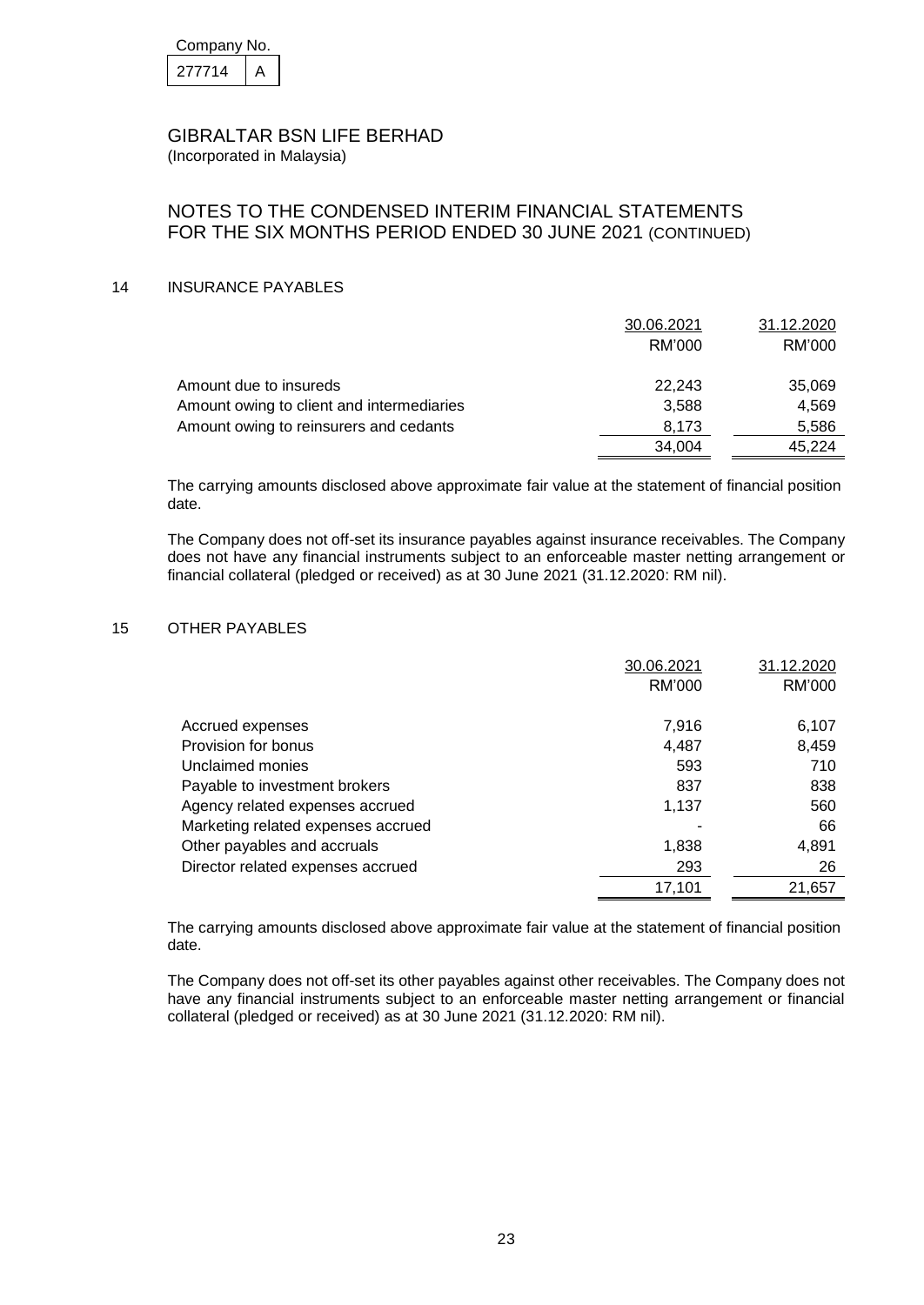Company No.

| 277714 | A |
|---|---|

GIBRALTAR BSN LIFE BERHAD
(Incorporated in Malaysia)

## NOTES TO THE CONDENSED INTERIM FINANCIAL STATEMENTS FOR THE SIX MONTHS PERIOD ENDED 30 JUNE 2021 (CONTINUED)

### 14 INSURANCE PAYABLES

| | 30.06.2021 RM'000 | 31.12.2020 RM'000 |
|---|---|---|
| Amount due to insureds | 22,243 | 35,069 |
| Amount owing to client and intermediaries | 3,588 | 4,569 |
| Amount owing to reinsurers and cedants | 8,173 | 5,586 |
| | 34,004 | 45,224 |

The carrying amounts disclosed above approximate fair value at the statement of financial position date.

The Company does not off-set its insurance payables against insurance receivables. The Company does not have any financial instruments subject to an enforceable master netting arrangement or financial collateral (pledged or received) as at 30 June 2021 (31.12.2020: RM nil).

### 15 OTHER PAYABLES

| | 30.06.2021 RM'000 | 31.12.2020 RM'000 |
|---|---|---|
| Accrued expenses | 7,916 | 6,107 |
| Provision for bonus | 4,487 | 8,459 |
| Unclaimed monies | 593 | 710 |
| Payable to investment brokers | 837 | 838 |
| Agency related expenses accrued | 1,137 | 560 |
| Marketing related expenses accrued | - | 66 |
| Other payables and accruals | 1,838 | 4,891 |
| Director related expenses accrued | 293 | 26 |
| | 17,101 | 21,657 |

The carrying amounts disclosed above approximate fair value at the statement of financial position date.

The Company does not off-set its other payables against other receivables. The Company does not have any financial instruments subject to an enforceable master netting arrangement or financial collateral (pledged or received) as at 30 June 2021 (31.12.2020: RM nil).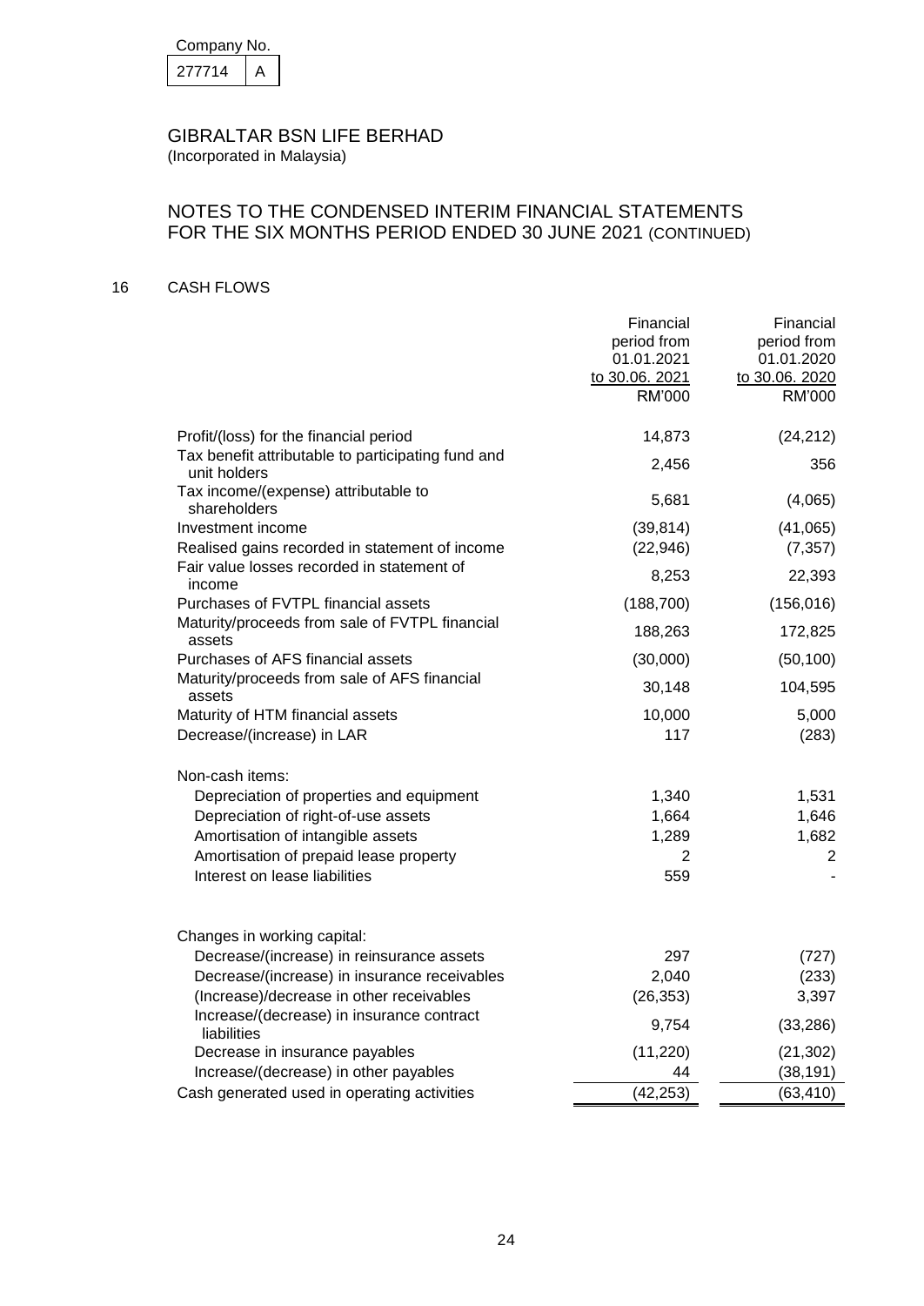Company No.

| 277714 | A |
|---|---|

GIBRALTAR BSN LIFE BERHAD
(Incorporated in Malaysia)

# NOTES TO THE CONDENSED INTERIM FINANCIAL STATEMENTS FOR THE SIX MONTHS PERIOD ENDED 30 JUNE 2021 (CONTINUED)

## 16 CASH FLOWS

| | Financial period from 01.01.2021 to 30.06. 2021 RM'000 | Financial period from 01.01.2020 to 30.06. 2020 RM'000 |
|---|---|---|
| Profit/(loss) for the financial period | 14,873 | (24,212) |
| Tax benefit attributable to participating fund and unit holders | 2,456 | 356 |
| Tax income/(expense) attributable to shareholders | 5,681 | (4,065) |
| Investment income | (39,814) | (41,065) |
| Realised gains recorded in statement of income | (22,946) | (7,357) |
| Fair value losses recorded in statement of income | 8,253 | 22,393 |
| Purchases of FVTPL financial assets | (188,700) | (156,016) |
| Maturity/proceeds from sale of FVTPL financial assets | 188,263 | 172,825 |
| Purchases of AFS financial assets | (30,000) | (50,100) |
| Maturity/proceeds from sale of AFS financial assets | 30,148 | 104,595 |
| Maturity of HTM financial assets | 10,000 | 5,000 |
| Decrease/(increase) in LAR | 117 | (283) |
| Non-cash items: | | |
| Depreciation of properties and equipment | 1,340 | 1,531 |
| Depreciation of right-of-use assets | 1,664 | 1,646 |
| Amortisation of intangible assets | 1,289 | 1,682 |
| Amortisation of prepaid lease property | 2 | 2 |
| Interest on lease liabilities | 559 | - |
| Changes in working capital: | | |
| Decrease/(increase) in reinsurance assets | 297 | (727) |
| Decrease/(increase) in insurance receivables | 2,040 | (233) |
| (Increase)/decrease in other receivables | (26,353) | 3,397 |
| Increase/(decrease) in insurance contract liabilities | 9,754 | (33,286) |
| Decrease in insurance payables | (11,220) | (21,302) |
| Increase/(decrease) in other payables | 44 | (38,191) |
| Cash generated used in operating activities | (42,253) | (63,410) |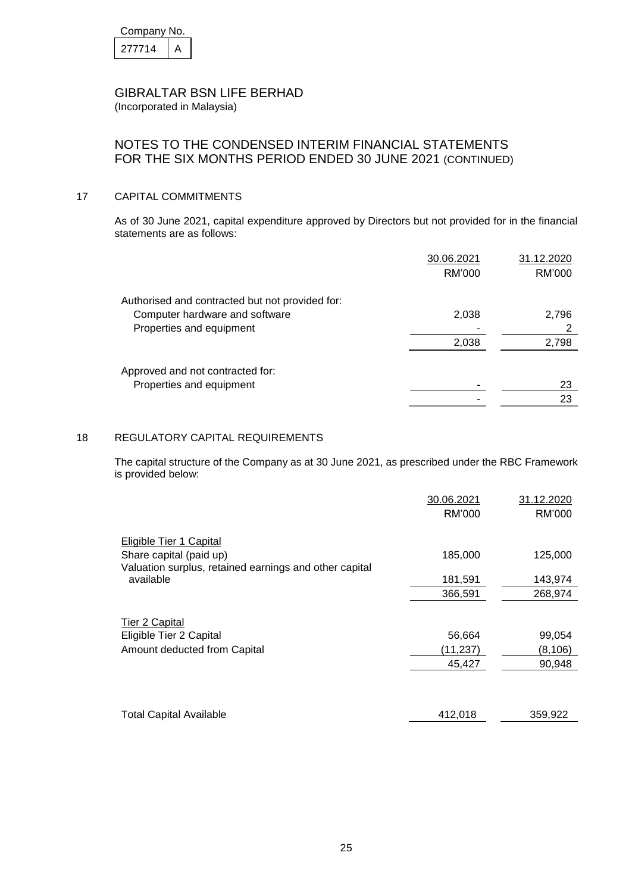Company No.

| 277714 | A |
|---|---|

GIBRALTAR BSN LIFE BERHAD
(Incorporated in Malaysia)

## NOTES TO THE CONDENSED INTERIM FINANCIAL STATEMENTS FOR THE SIX MONTHS PERIOD ENDED 30 JUNE 2021 (CONTINUED)

### 17 CAPITAL COMMITMENTS

As of 30 June 2021, capital expenditure approved by Directors but not provided for in the financial statements are as follows:

| | 30.06.2021 | 31.12.2020 |
|---|---|---|
| | RM'000 | RM'000 |
| Authorised and contracted but not provided for: | | |
| Computer hardware and software | 2,038 | 2,796 |
| Properties and equipment | - | 2 |
| | 2,038 | 2,798 |
| Approved and not contracted for: | | |
| Properties and equipment | - | 23 |
| | - | 23 |

### 18 REGULATORY CAPITAL REQUIREMENTS

The capital structure of the Company as at 30 June 2021, as prescribed under the RBC Framework is provided below:

| | 30.06.2021 | 31.12.2020 |
|---|---|---|
| | RM'000 | RM'000 |
| Eligible Tier 1 Capital | | |
| Share capital (paid up) | 185,000 | 125,000 |
| Valuation surplus, retained earnings and other capital available | 181,591 | 143,974 |
| | 366,591 | 268,974 |
| Tier 2 Capital | | |
| Eligible Tier 2 Capital | 56,664 | 99,054 |
| Amount deducted from Capital | (11,237) | (8,106) |
| | 45,427 | 90,948 |
| Total Capital Available | 412,018 | 359,922 |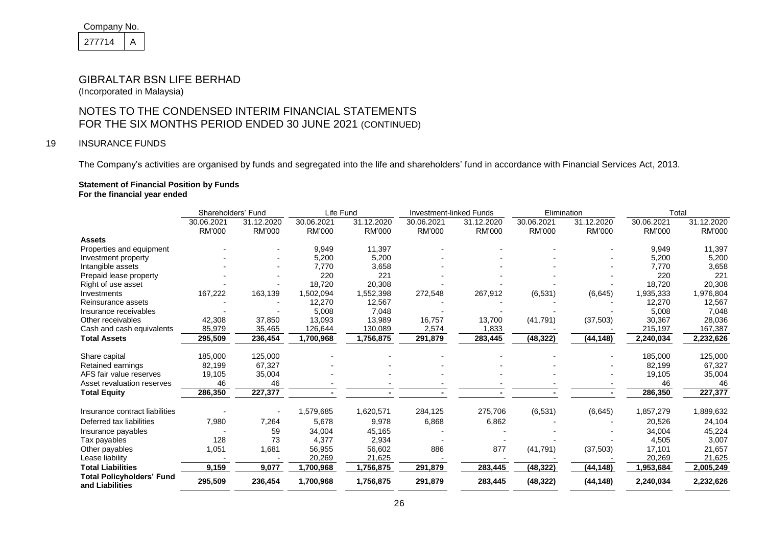Company No.

| 277714 | A |
|---|---|

# GIBRALTAR BSN LIFE BERHAD

(Incorporated in Malaysia)

## NOTES TO THE CONDENSED INTERIM FINANCIAL STATEMENTS FOR THE SIX MONTHS PERIOD ENDED 30 JUNE 2021 (CONTINUED)

### 19 INSURANCE FUNDS

The Company's activities are organised by funds and segregated into the life and shareholders' fund in accordance with Financial Services Act, 2013.

**Statement of Financial Position by Funds**
**For the financial year ended**

| | Shareholders' Fund | | Life Fund | | Investment-linked Funds | | Elimination | | Total | |
|---|---|---|---|---|---|---|---|---|---|---|
| | 30.06.2021 | 31.12.2020 | 30.06.2021 | 31.12.2020 | 30.06.2021 | 31.12.2020 | 30.06.2021 | 31.12.2020 | 30.06.2021 | 31.12.2020 |
| | RM'000 | RM'000 | RM'000 | RM'000 | RM'000 | RM'000 | RM'000 | RM'000 | RM'000 | RM'000 |
| **Assets** | | | | | | | | | | |
| Properties and equipment | - | - | 9,949 | 11,397 | - | - | - | - | 9,949 | 11,397 |
| Investment property | - | - | 5,200 | 5,200 | - | - | - | - | 5,200 | 5,200 |
| Intangible assets | - | - | 7,770 | 3,658 | - | - | - | - | 7,770 | 3,658 |
| Prepaid lease property | - | - | 220 | 221 | - | - | - | - | 220 | 221 |
| Right of use asset | - | - | 18,720 | 20,308 | - | - | - | - | 18,720 | 20,308 |
| Investments | 167,222 | 163,139 | 1,502,094 | 1,552,398 | 272,548 | 267,912 | (6,531) | (6,645) | 1,935,333 | 1,976,804 |
| Reinsurance assets | - | - | 12,270 | 12,567 | - | - | - | - | 12,270 | 12,567 |
| Insurance receivables | - | - | 5,008 | 7,048 | - | - | - | - | 5,008 | 7,048 |
| Other receivables | 42,308 | 37,850 | 13,093 | 13,989 | 16,757 | 13,700 | (41,791) | (37,503) | 30,367 | 28,036 |
| Cash and cash equivalents | 85,979 | 35,465 | 126,644 | 130,089 | 2,574 | 1,833 | - | - | 215,197 | 167,387 |
| **Total Assets** | **295,509** | **236,454** | **1,700,968** | **1,756,875** | **291,879** | **283,445** | **(48,322)** | **(44,148)** | **2,240,034** | **2,232,626** |
| Share capital | 185,000 | 125,000 | - | - | - | - | - | - | 185,000 | 125,000 |
| Retained earnings | 82,199 | 67,327 | - | - | - | - | - | - | 82,199 | 67,327 |
| AFS fair value reserves | 19,105 | 35,004 | - | - | - | - | - | - | 19,105 | 35,004 |
| Asset revaluation reserves | 46 | 46 | - | - | - | - | - | - | 46 | 46 |
| **Total Equity** | **286,350** | **227,377** | **-** | **-** | **-** | **-** | **-** | **-** | **286,350** | **227,377** |
| Insurance contract liabilities | - | - | 1,579,685 | 1,620,571 | 284,125 | 275,706 | (6,531) | (6,645) | 1,857,279 | 1,889,632 |
| Deferred tax liabilities | 7,980 | 7,264 | 5,678 | 9,978 | 6,868 | 6,862 | - | - | 20,526 | 24,104 |
| Insurance payables | - | 59 | 34,004 | 45,165 | - | - | - | - | 34,004 | 45,224 |
| Tax payables | 128 | 73 | 4,377 | 2,934 | - | - | - | - | 4,505 | 3,007 |
| Other payables | 1,051 | 1,681 | 56,955 | 56,602 | 886 | 877 | (41,791) | (37,503) | 17,101 | 21,657 |
| Lease liability | - | - | 20,269 | 21,625 | - | - | - | - | 20,269 | 21,625 |
| **Total Liabilities** | **9,159** | **9,077** | **1,700,968** | **1,756,875** | **291,879** | **283,445** | **(48,322)** | **(44,148)** | **1,953,684** | **2,005,249** |
| **Total Policyholders' Fund and Liabilities** | **295,509** | **236,454** | **1,700,968** | **1,756,875** | **291,879** | **283,445** | **(48,322)** | **(44,148)** | **2,240,034** | **2,232,626** |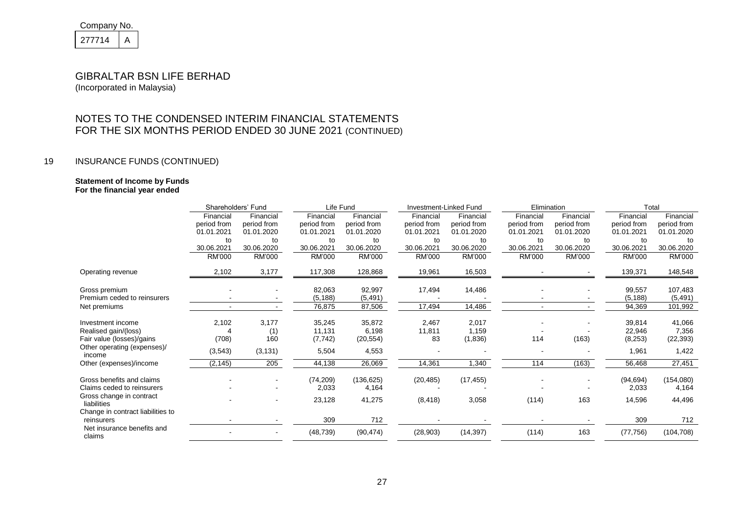Company No.

277714 A

# GIBRALTAR BSN LIFE BERHAD

(Incorporated in Malaysia)

## NOTES TO THE CONDENSED INTERIM FINANCIAL STATEMENTS FOR THE SIX MONTHS PERIOD ENDED 30 JUNE 2021 (CONTINUED)

### 19 INSURANCE FUNDS (CONTINUED)

**Statement of Income by Funds**
**For the financial year ended**

| | Shareholders' Fund | | Life Fund | | Investment-Linked Fund | | Elimination | | Total | |
|---|---|---|---|---|---|---|---|---|---|---|
| | Financial period from 01.01.2021 to 30.06.2021 | Financial period from 01.01.2020 to 30.06.2020 | Financial period from 01.01.2021 to 30.06.2021 | Financial period from 01.01.2020 to 30.06.2020 | Financial period from 01.01.2021 to 30.06.2021 | Financial period from 01.01.2020 to 30.06.2020 | Financial period from 01.01.2021 to 30.06.2021 | Financial period from 01.01.2020 to 30.06.2020 | Financial period from 01.01.2021 to 30.06.2021 | Financial period from 01.01.2020 to 30.06.2020 |
| | RM'000 | RM'000 | RM'000 | RM'000 | RM'000 | RM'000 | RM'000 | RM'000 | RM'000 | RM'000 |
| Operating revenue | 2,102 | 3,177 | 117,308 | 128,868 | 19,961 | 16,503 | - | - | 139,371 | 148,548 |
| Gross premium | - | - | 82,063 | 92,997 | 17,494 | 14,486 | - | - | 99,557 | 107,483 |
| Premium ceded to reinsurers | - | - | (5,188) | (5,491) | - | - | - | - | (5,188) | (5,491) |
| Net premiums | - | - | 76,875 | 87,506 | 17,494 | 14,486 | - | - | 94,369 | 101,992 |
| Investment income | 2,102 | 3,177 | 35,245 | 35,872 | 2,467 | 2,017 | - | - | 39,814 | 41,066 |
| Realised gain/(loss) | 4 | (1) | 11,131 | 6,198 | 11,811 | 1,159 | - | - | 22,946 | 7,356 |
| Fair value (losses)/gains | (708) | 160 | (7,742) | (20,554) | 83 | (1,836) | 114 | (163) | (8,253) | (22,393) |
| Other operating (expenses)/ income | (3,543) | (3,131) | 5,504 | 4,553 | - | - | - | - | 1,961 | 1,422 |
| Other (expenses)/income | (2,145) | 205 | 44,138 | 26,069 | 14,361 | 1,340 | 114 | (163) | 56,468 | 27,451 |
| Gross benefits and claims | - | - | (74,209) | (136,625) | (20,485) | (17,455) | - | - | (94,694) | (154,080) |
| Claims ceded to reinsurers | - | - | 2,033 | 4,164 | - | - | - | - | 2,033 | 4,164 |
| Gross change in contract liabilities | - | - | 23,128 | 41,275 | (8,418) | 3,058 | (114) | 163 | 14,596 | 44,496 |
| Change in contract liabilities to reinsurers | - | - | 309 | 712 | - | - | - | - | 309 | 712 |
| Net insurance benefits and claims | - | - | (48,739) | (90,474) | (28,903) | (14,397) | (114) | 163 | (77,756) | (104,708) |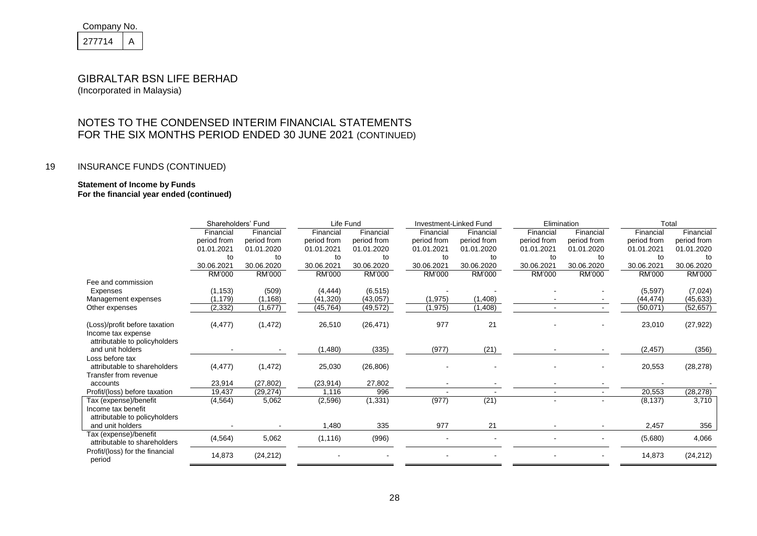Company No.

| 277714 | A |
|---|---|

# GIBRALTAR BSN LIFE BERHAD
(Incorporated in Malaysia)

## NOTES TO THE CONDENSED INTERIM FINANCIAL STATEMENTS FOR THE SIX MONTHS PERIOD ENDED 30 JUNE 2021 (CONTINUED)

### 19 INSURANCE FUNDS (CONTINUED)

**Statement of Income by Funds**
**For the financial year ended (continued)**

| | Shareholders' Fund | | Life Fund | | Investment-Linked Fund | | Elimination | | Total | |
|---|---|---|---|---|---|---|---|---|---|---|
| | Financial period from 01.01.2021 to 30.06.2021 | Financial period from 01.01.2020 to 30.06.2020 | Financial period from 01.01.2021 to 30.06.2021 | Financial period from 01.01.2020 to 30.06.2020 | Financial period from 01.01.2021 to 30.06.2021 | Financial period from 01.01.2020 to 30.06.2020 | Financial period from 01.01.2021 to 30.06.2021 | Financial period from 01.01.2020 to 30.06.2020 | Financial period from 01.01.2021 to 30.06.2021 | Financial period from 01.01.2020 to 30.06.2020 |
| | RM'000 | RM'000 | RM'000 | RM'000 | RM'000 | RM'000 | RM'000 | RM'000 | RM'000 | RM'000 |
| Fee and commission Expenses | (1,153) | (509) | (4,444) | (6,515) | - | - | - | - | (5,597) | (7,024) |
| Management expenses | (1,179) | (1,168) | (41,320) | (43,057) | (1,975) | (1,408) | - | - | (44,474) | (45,633) |
| Other expenses | (2,332) | (1,677) | (45,764) | (49,572) | (1,975) | (1,408) | - | - | (50,071) | (52,657) |
| (Loss)/profit before taxation | (4,477) | (1,472) | 26,510 | (26,471) | 977 | 21 | - | - | 23,010 | (27,922) |
| Income tax expense attributable to policyholders and unit holders | - | - | (1,480) | (335) | (977) | (21) | - | - | (2,457) | (356) |
| Loss before tax attributable to shareholders | (4,477) | (1,472) | 25,030 | (26,806) | - | - | - | - | 20,553 | (28,278) |
| Transfer from revenue accounts | 23,914 | (27,802) | (23,914) | 27,802 | - | - | - | - | - | - |
| Profit/(loss) before taxation | 19,437 | (29,274) | 1,116 | 996 | - | - | - | - | 20,553 | (28,278) |
| Tax (expense)/benefit | (4,564) | 5,062 | (2,596) | (1,331) | (977) | (21) | - | - | (8,137) | 3,710 |
| Income tax benefit attributable to policyholders and unit holders | - | - | 1,480 | 335 | 977 | 21 | - | - | 2,457 | 356 |
| Tax (expense)/benefit attributable to shareholders | (4,564) | 5,062 | (1,116) | (996) | - | - | - | - | (5,680) | 4,066 |
| Profit/(loss) for the financial period | 14,873 | (24,212) | - | - | - | - | - | - | 14,873 | (24,212) |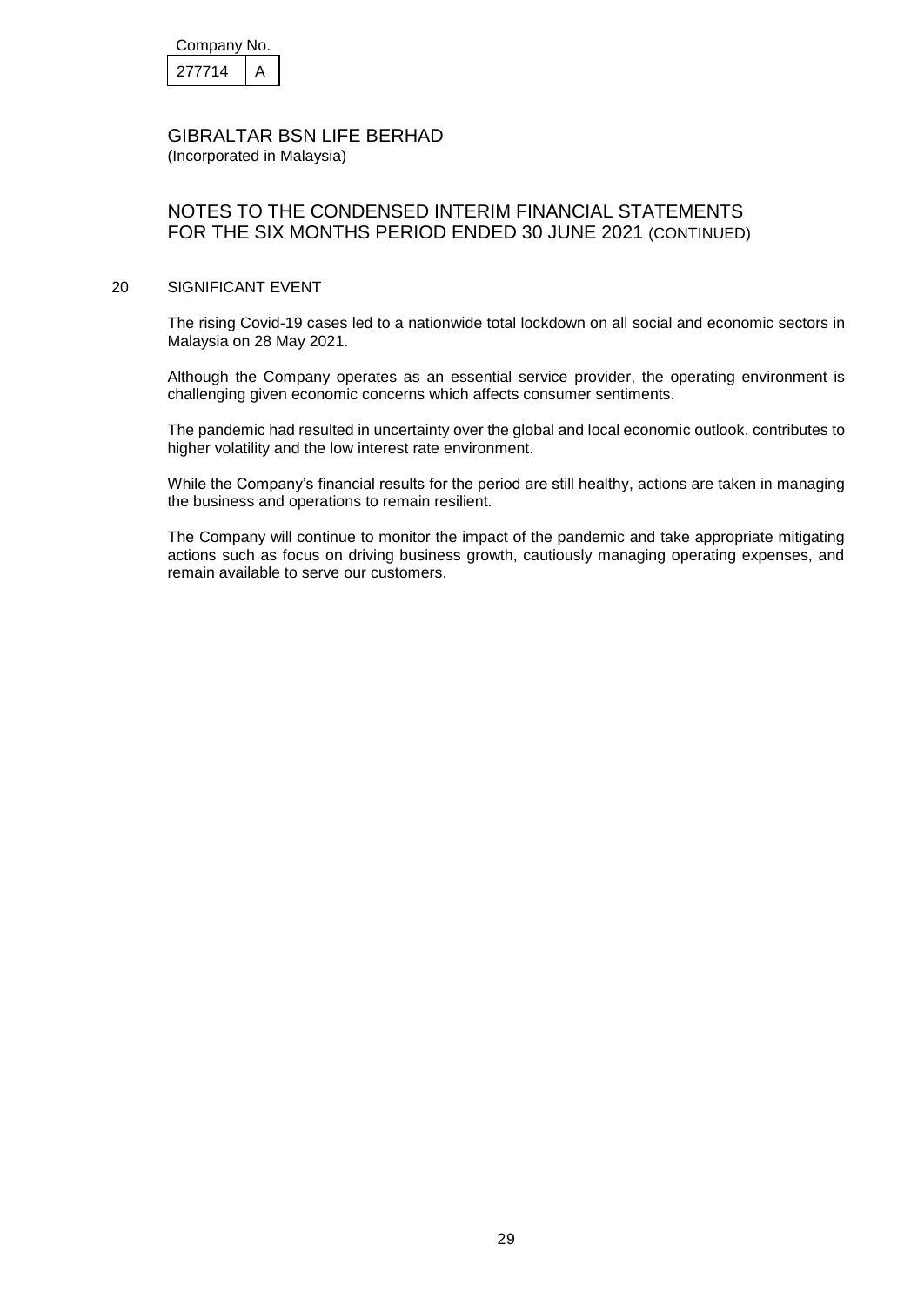Company No.

| | |
|---|---|
| 277714 | A |

GIBRALTAR BSN LIFE BERHAD
(Incorporated in Malaysia)

# NOTES TO THE CONDENSED INTERIM FINANCIAL STATEMENTS FOR THE SIX MONTHS PERIOD ENDED 30 JUNE 2021 (CONTINUED)

## 20 SIGNIFICANT EVENT

The rising Covid-19 cases led to a nationwide total lockdown on all social and economic sectors in Malaysia on 28 May 2021.

Although the Company operates as an essential service provider, the operating environment is challenging given economic concerns which affects consumer sentiments.

The pandemic had resulted in uncertainty over the global and local economic outlook, contributes to higher volatility and the low interest rate environment.

While the Company's financial results for the period are still healthy, actions are taken in managing the business and operations to remain resilient.

The Company will continue to monitor the impact of the pandemic and take appropriate mitigating actions such as focus on driving business growth, cautiously managing operating expenses, and remain available to serve our customers.